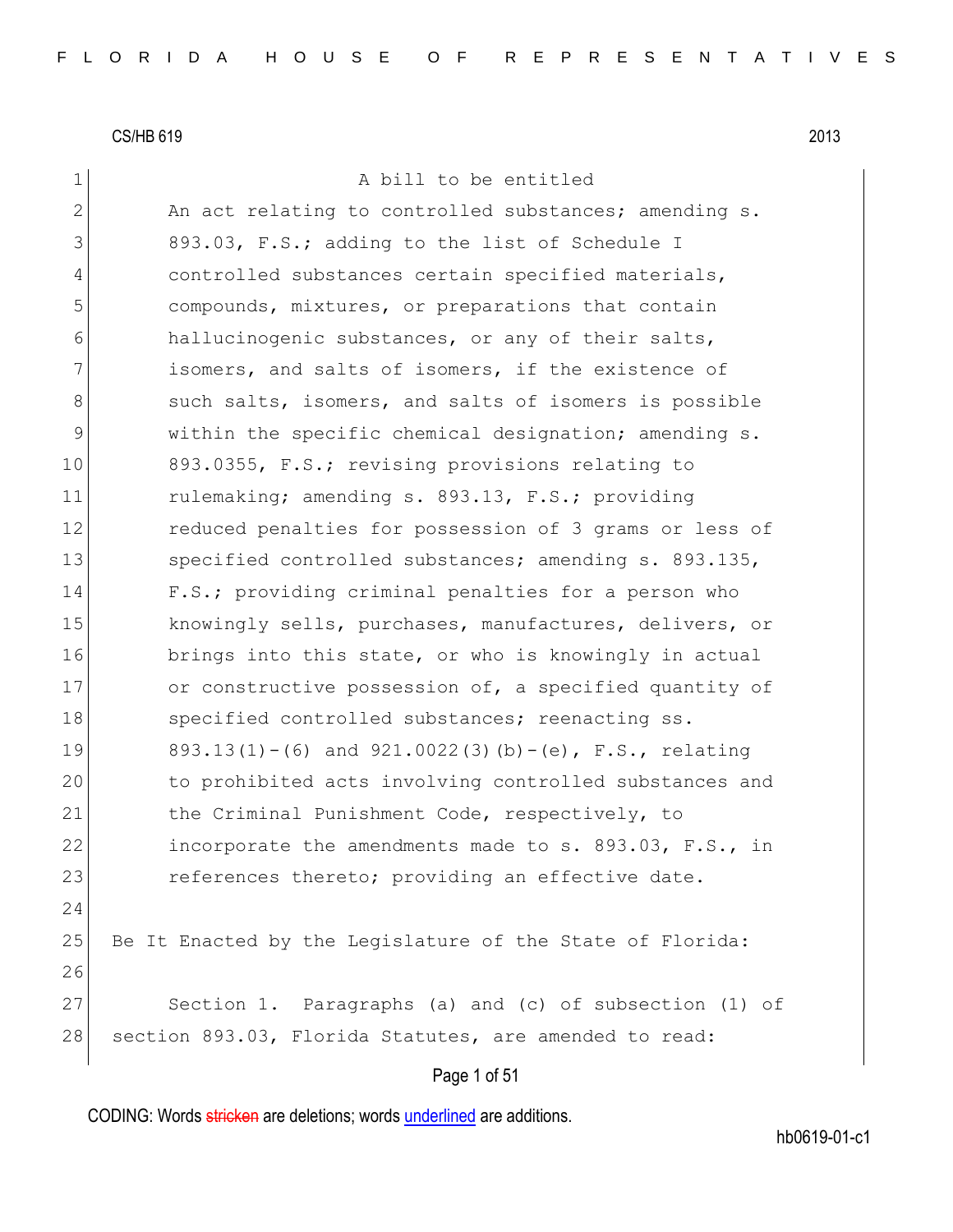CS/HB 619 2013

A bill to be entitled

An act relating to controlled substances; amending s. 893.03, F.S.; adding to the list of Schedule I controlled substances certain specified materials, compounds, mixtures, or preparations that contain hallucinogenic substances, or any of their salts, isomers, and salts of isomers, if the existence of such salts, isomers, and salts of isomers is possible within the specific chemical designation; amending s. 893.0355, F.S.; revising provisions relating to rulemaking; amending s. 893.13, F.S.; providing reduced penalties for possession of 3 grams or less of specified controlled substances; amending s. 893.135, F.S.; providing criminal penalties for a person who knowingly sells, purchases, manufactures, delivers, or brings into this state, or who is knowingly in actual or constructive possession of, a specified quantity of specified controlled substances; reenacting ss. 893.13(1)-(6) and 921.0022(3)(b)-(e), F.S., relating to prohibited acts involving controlled substances and the Criminal Punishment Code, respectively, to incorporate the amendments made to s. 893.03, F.S., in references thereto; providing an effective date.

Be It Enacted by the Legislature of the State of Florida:

Section 1. Paragraphs (a) and (c) of subsection (1) of section 893.03, Florida Statutes, are amended to read: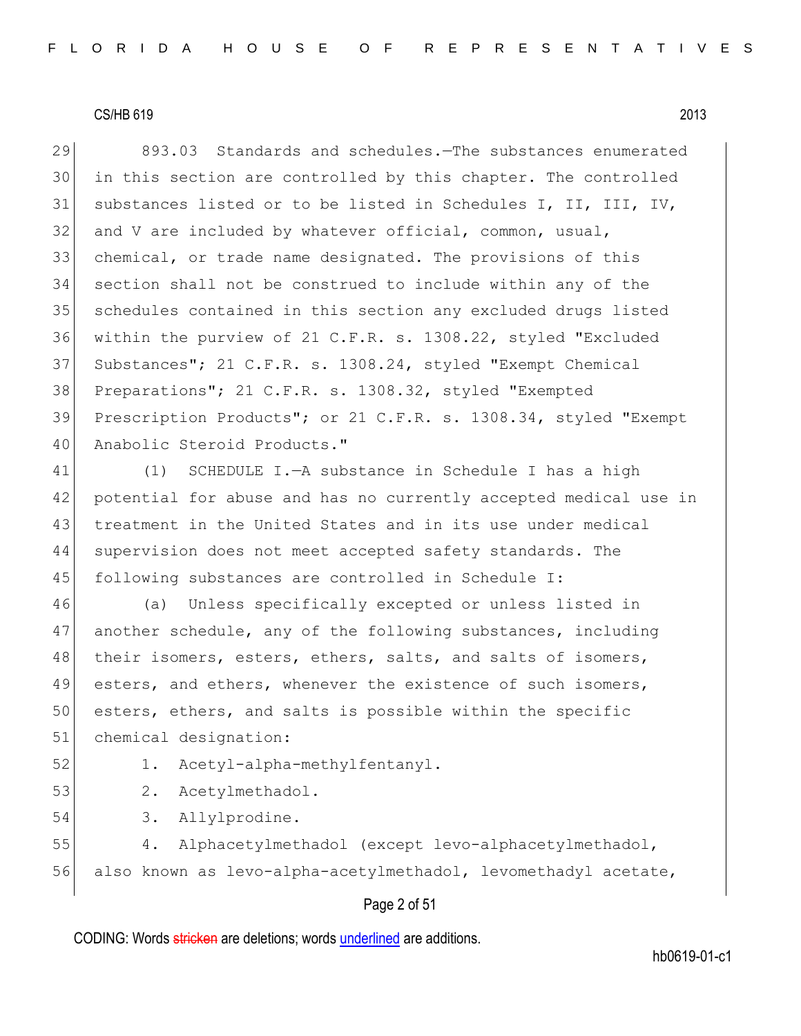893.03 Standards and schedules.—The substances enumerated in this section are controlled by this chapter. The controlled substances listed or to be listed in Schedules I, II, III, IV, and V are included by whatever official, common, usual, chemical, or trade name designated. The provisions of this section shall not be construed to include within any of the schedules contained in this section any excluded drugs listed within the purview of 21 C.F.R. s. 1308.22, styled "Excluded Substances"; 21 C.F.R. s. 1308.24, styled "Exempt Chemical Preparations"; 21 C.F.R. s. 1308.32, styled "Exempted Prescription Products"; or 21 C.F.R. s. 1308.34, styled "Exempt Anabolic Steroid Products."

(1) SCHEDULE I.—A substance in Schedule I has a high potential for abuse and has no currently accepted medical use in treatment in the United States and in its use under medical supervision does not meet accepted safety standards. The following substances are controlled in Schedule I:

(a) Unless specifically excepted or unless listed in another schedule, any of the following substances, including their isomers, esters, ethers, salts, and salts of isomers, esters, and ethers, whenever the existence of such isomers, esters, ethers, and salts is possible within the specific chemical designation:

1. Acetyl-alpha-methylfentanyl.
2. Acetylmethadol.
3. Allylprodine.
4. Alphacetylmethadol (except levo-alphacetylmethadol, also known as levo-alpha-acetylmethadol, levomethadyl acetate,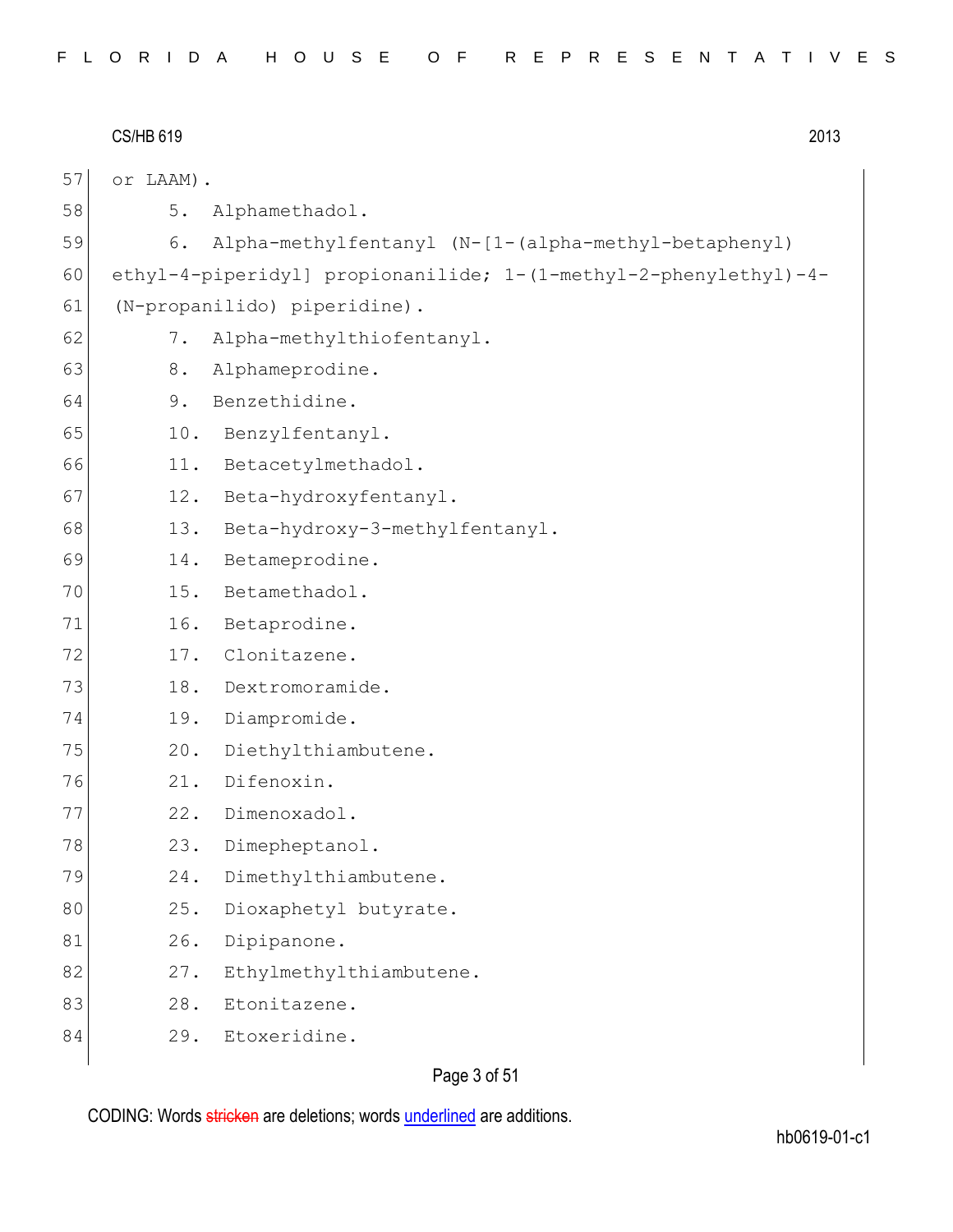or LAAM).

5. Alphamethadol.

6. Alpha-methylfentanyl (N-[1-(alpha-methyl-betaphenyl) ethyl-4-piperidyl] propionanilide; 1-(1-methyl-2-phenylethyl)-4-(N-propanilido) piperidine).

7. Alpha-methylthiofentanyl.

8. Alphameprodine.

9. Benzethidine.

10. Benzylfentanyl.

11. Betacetylmethadol.

12. Beta-hydroxyfentanyl.

13. Beta-hydroxy-3-methylfentanyl.

14. Betameprodine.

15. Betamethadol.

16. Betaprodine.

17. Clonitazene.

18. Dextromoramide.

19. Diampromide.

20. Diethylthiambutene.

21. Difenoxin.

22. Dimenoxadol.

23. Dimepheptanol.

24. Dimethylthiambutene.

25. Dioxaphetyl butyrate.

26. Dipipanone.

27. Ethylmethylthiambutene.

28. Etonitazene.

29. Etoxeridine.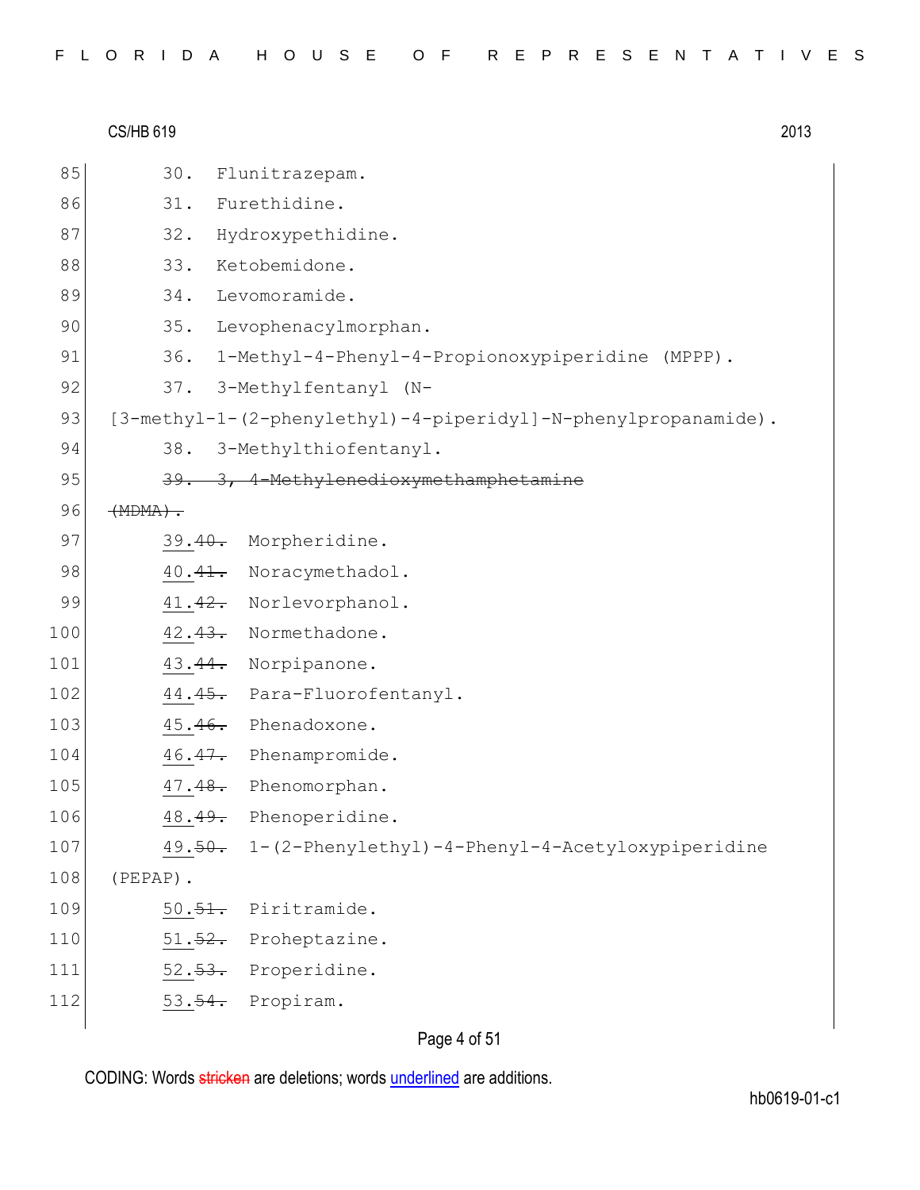85 30. Flunitrazepam.

86 31. Furethidine.

87 32. Hydroxypethidine.

88 33. Ketobemidone.

89 34. Levomoramide.

90 35. Levophenacylmorphan.

91 36. 1-Methyl-4-Phenyl-4-Propionoxypiperidine (MPPP).

92 37. 3-Methylfentanyl (N-

93 [3-methyl-1-(2-phenylethyl)-4-piperidyl]-N-phenylpropanamide).

94 38. 3-Methylthiofentanyl.

95 ~~39. 3, 4-Methylenedioxymethamphetamine~~

96 ~~(MDMA).~~

97 <u>39.</u>~~40.~~ Morpheridine.

98 <u>40.</u>~~41.~~ Noracymethadol.

99 <u>41.</u>~~42.~~ Norlevorphanol.

100 <u>42.</u>~~43.~~ Normethadone.

101 <u>43.</u>~~44.~~ Norpipanone.

102 <u>44.</u>~~45.~~ Para-Fluorofentanyl.

103 <u>45.</u>~~46.~~ Phenadoxone.

104 <u>46.</u>~~47.~~ Phenampromide.

105 <u>47.</u>~~48.~~ Phenomorphan.

106 <u>48.</u>~~49.~~ Phenoperidine.

107 <u>49.</u>~~50.~~ 1-(2-Phenylethyl)-4-Phenyl-4-Acetyloxypiperidine

108 (PEPAP).

109 <u>50.</u>~~51.~~ Piritramide.

110 <u>51.</u>~~52.~~ Proheptazine.

111 <u>52.</u>~~53.~~ Properidine.

112 <u>53.</u>~~54.~~ Propiram.

CODING: Words ~~stricken~~ are deletions; words <u>underlined</u> are additions.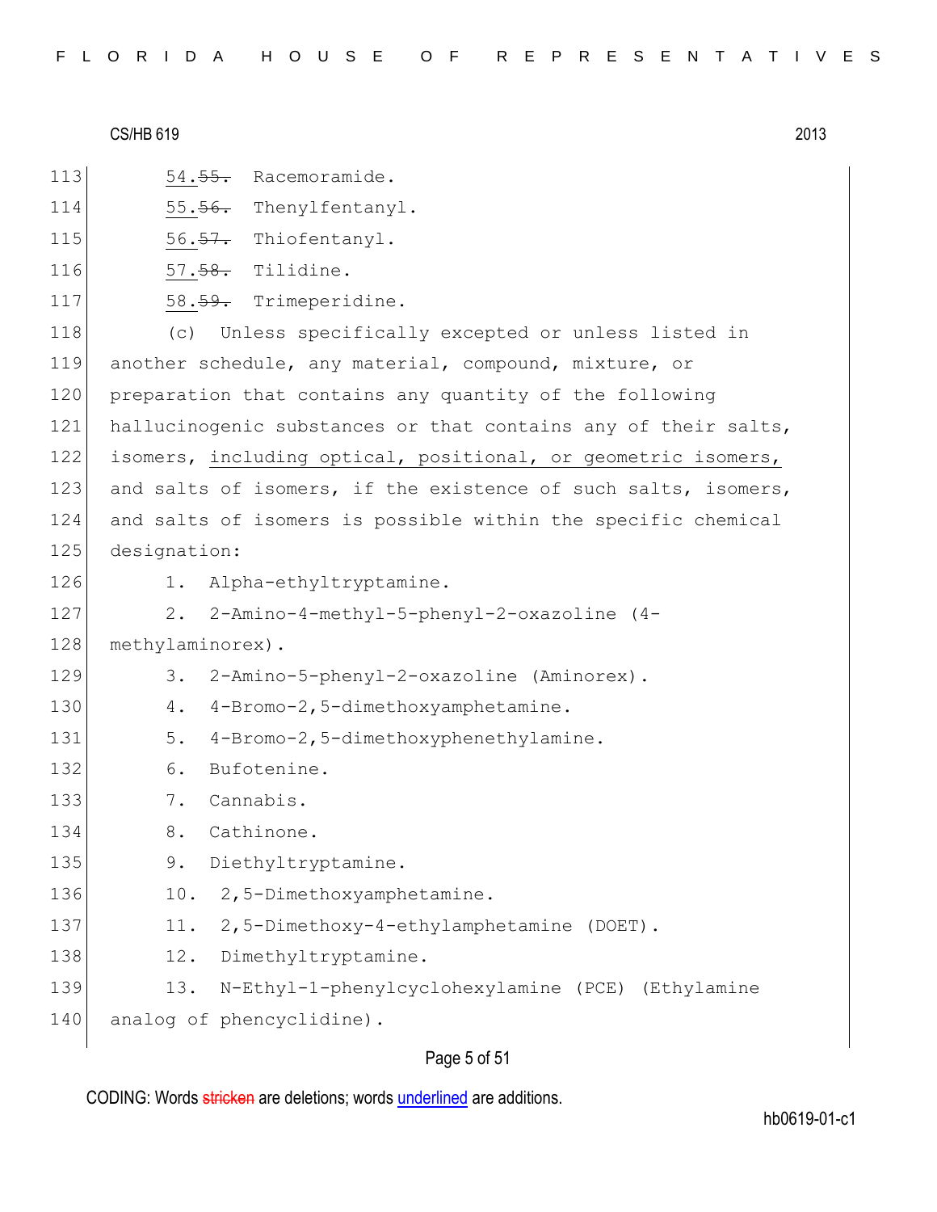54.~~55.~~ Racemoramide.

55.~~56.~~ Thenylfentanyl.

56.~~57.~~ Thiofentanyl.

57.~~58.~~ Tilidine.

58.~~59.~~ Trimeperidine.

(c) Unless specifically excepted or unless listed in another schedule, any material, compound, mixture, or preparation that contains any quantity of the following hallucinogenic substances or that contains any of their salts, isomers, <u>including optical, positional, or geometric isomers,</u> and salts of isomers, if the existence of such salts, isomers, and salts of isomers is possible within the specific chemical designation:

1. Alpha-ethyltryptamine.

2. 2-Amino-4-methyl-5-phenyl-2-oxazoline (4-methylaminorex).

3. 2-Amino-5-phenyl-2-oxazoline (Aminorex).

4. 4-Bromo-2,5-dimethoxyamphetamine.

5. 4-Bromo-2,5-dimethoxyphenethylamine.

6. Bufotenine.

7. Cannabis.

8. Cathinone.

9. Diethyltryptamine.

10. 2,5-Dimethoxyamphetamine.

11. 2,5-Dimethoxy-4-ethylamphetamine (DOET).

12. Dimethyltryptamine.

13. N-Ethyl-1-phenylcyclohexylamine (PCE) (Ethylamine analog of phencyclidine).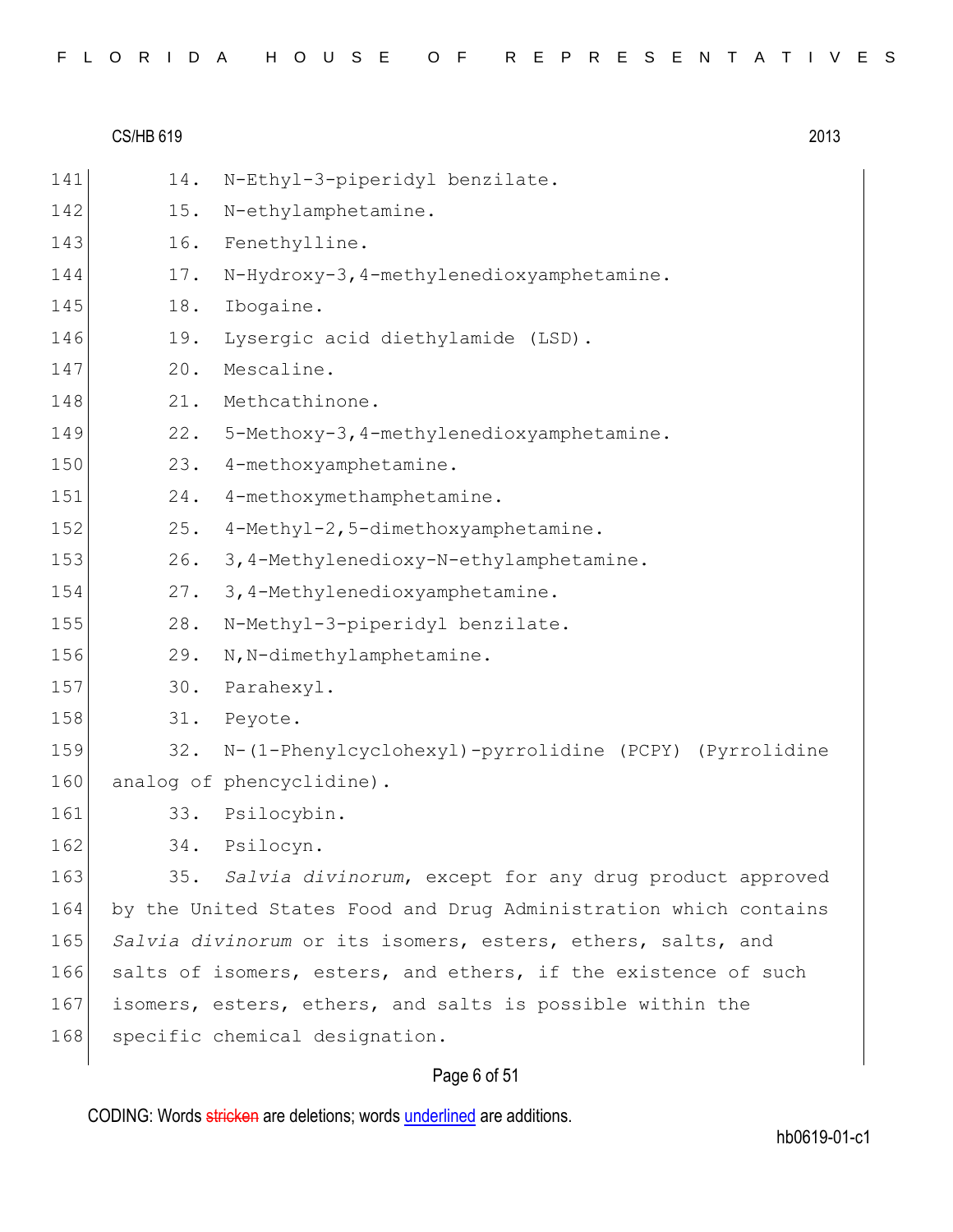14. N-Ethyl-3-piperidyl benzilate.
15. N-ethylamphetamine.
16. Fenethylline.
17. N-Hydroxy-3,4-methylenedioxyamphetamine.
18. Ibogaine.
19. Lysergic acid diethylamide (LSD).
20. Mescaline.
21. Methcathinone.
22. 5-Methoxy-3,4-methylenedioxyamphetamine.
23. 4-methoxyamphetamine.
24. 4-methoxymethamphetamine.
25. 4-Methyl-2,5-dimethoxyamphetamine.
26. 3,4-Methylenedioxy-N-ethylamphetamine.
27. 3,4-Methylenedioxyamphetamine.
28. N-Methyl-3-piperidyl benzilate.
29. N,N-dimethylamphetamine.
30. Parahexyl.
31. Peyote.
32. N-(1-Phenylcyclohexyl)-pyrrolidine (PCPY) (Pyrrolidine analog of phencyclidine).
33. Psilocybin.
34. Psilocyn.
35. *Salvia divinorum*, except for any drug product approved by the United States Food and Drug Administration which contains *Salvia divinorum* or its isomers, esters, ethers, salts, and salts of isomers, esters, and ethers, if the existence of such isomers, esters, ethers, and salts is possible within the specific chemical designation.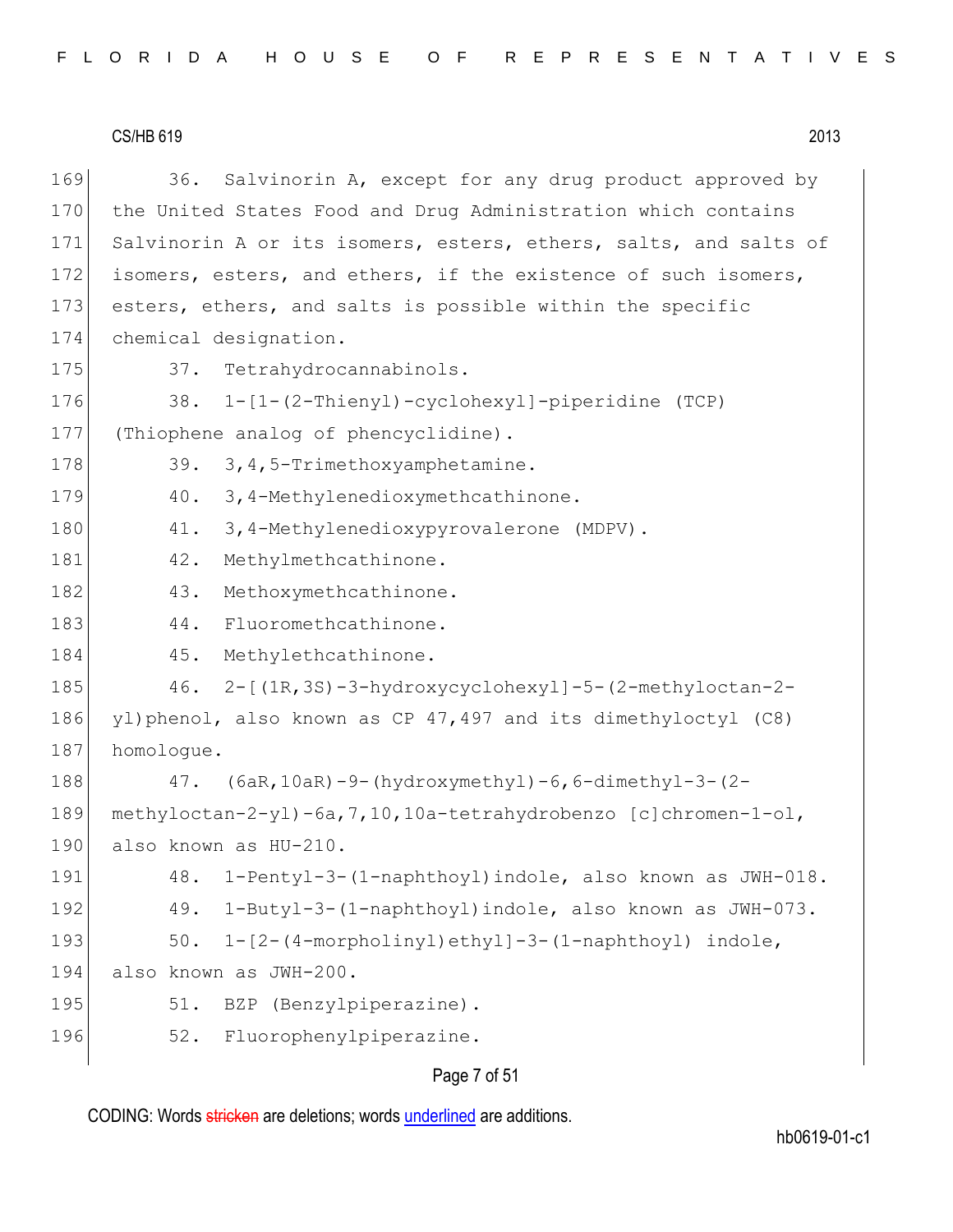36. Salvinorin A, except for any drug product approved by the United States Food and Drug Administration which contains Salvinorin A or its isomers, esters, ethers, salts, and salts of isomers, esters, and ethers, if the existence of such isomers, esters, ethers, and salts is possible within the specific chemical designation.

37. Tetrahydrocannabinols.

38. 1-[1-(2-Thienyl)-cyclohexyl]-piperidine (TCP) (Thiophene analog of phencyclidine).

39. 3,4,5-Trimethoxyamphetamine.

40. 3,4-Methylenedioxymethcathinone.

41. 3,4-Methylenedioxypyrovalerone (MDPV).

42. Methylmethcathinone.

43. Methoxymethcathinone.

44. Fluoromethcathinone.

45. Methylethcathinone.

46. 2-[(1R,3S)-3-hydroxycyclohexyl]-5-(2-methyloctan-2-yl)phenol, also known as CP 47,497 and its dimethyloctyl (C8) homologue.

47. (6aR,10aR)-9-(hydroxymethyl)-6,6-dimethyl-3-(2-methyloctan-2-yl)-6a,7,10,10a-tetrahydrobenzo [c]chromen-1-ol, also known as HU-210.

48. 1-Pentyl-3-(1-naphthoyl)indole, also known as JWH-018.

49. 1-Butyl-3-(1-naphthoyl)indole, also known as JWH-073.

50. 1-[2-(4-morpholinyl)ethyl]-3-(1-naphthoyl) indole, also known as JWH-200.

51. BZP (Benzylpiperazine).

52. Fluorophenylpiperazine.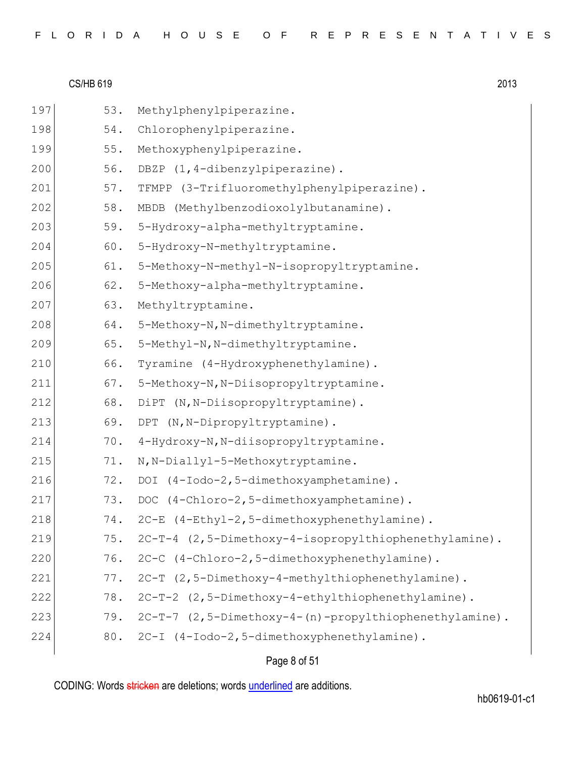53. Methylphenylpiperazine.

54. Chlorophenylpiperazine.

55. Methoxyphenylpiperazine.

56. DBZP (1,4-dibenzylpiperazine).

57. TFMPP (3-Trifluoromethylphenylpiperazine).

58. MBDB (Methylbenzodioxolylbutanamine).

59. 5-Hydroxy-alpha-methyltryptamine.

60. 5-Hydroxy-N-methyltryptamine.

61. 5-Methoxy-N-methyl-N-isopropyltryptamine.

62. 5-Methoxy-alpha-methyltryptamine.

63. Methyltryptamine.

64. 5-Methoxy-N,N-dimethyltryptamine.

65. 5-Methyl-N,N-dimethyltryptamine.

66. Tyramine (4-Hydroxyphenethylamine).

67. 5-Methoxy-N,N-Diisopropyltryptamine.

68. DiPT (N,N-Diisopropyltryptamine).

69. DPT (N,N-Dipropyltryptamine).

70. 4-Hydroxy-N,N-diisopropyltryptamine.

71. N,N-Diallyl-5-Methoxytryptamine.

72. DOI (4-Iodo-2,5-dimethoxyamphetamine).

73. DOC (4-Chloro-2,5-dimethoxyamphetamine).

74. 2C-E (4-Ethyl-2,5-dimethoxyphenethylamine).

75. 2C-T-4 (2,5-Dimethoxy-4-isopropylthiophenethylamine).

76. 2C-C (4-Chloro-2,5-dimethoxyphenethylamine).

77. 2C-T (2,5-Dimethoxy-4-methylthiophenethylamine).

78. 2C-T-2 (2,5-Dimethoxy-4-ethylthiophenethylamine).

79. 2C-T-7 (2,5-Dimethoxy-4-(n)-propylthiophenethylamine).

80. 2C-I (4-Iodo-2,5-dimethoxyphenethylamine).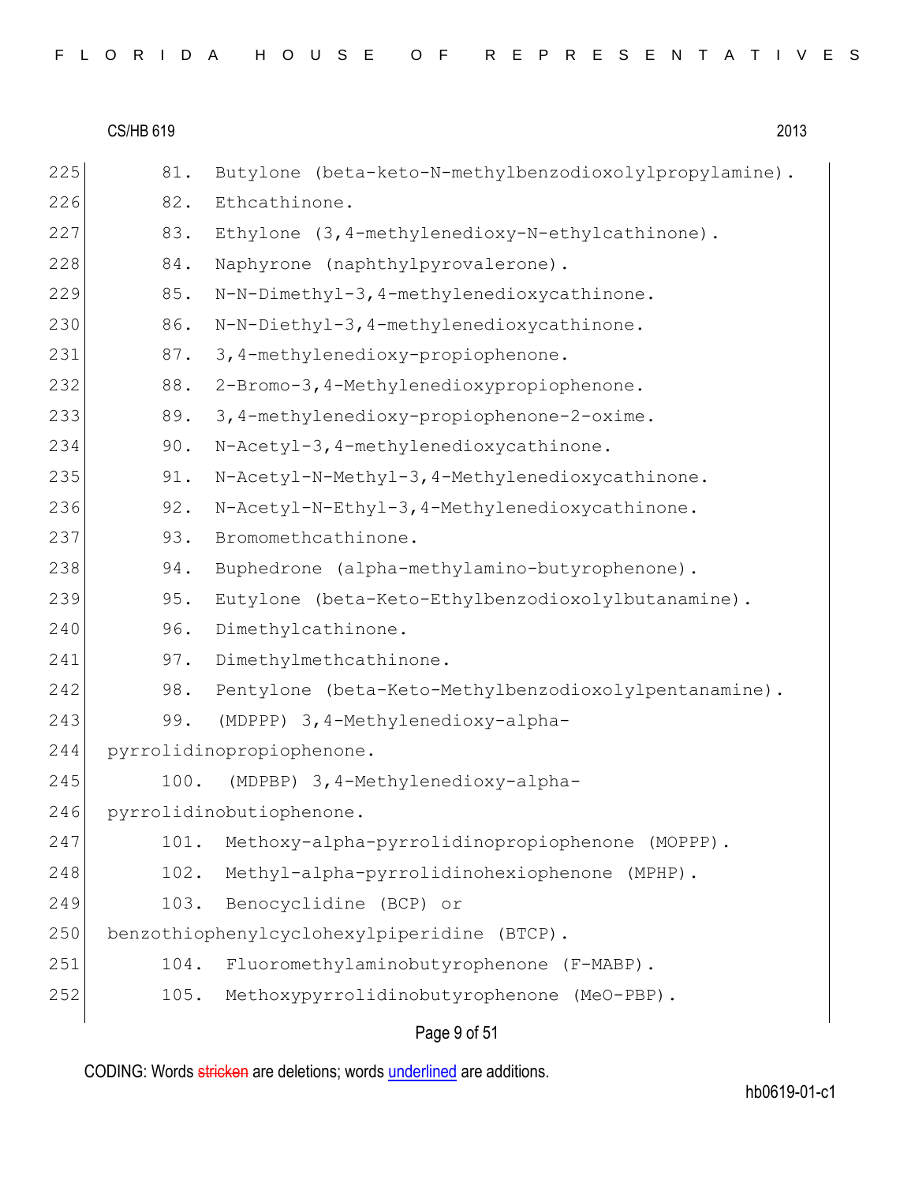81. Butylone (beta-keto-N-methylbenzodioxolylpropylamine).
82. Ethcathinone.
83. Ethylone (3,4-methylenedioxy-N-ethylcathinone).
84. Naphyrone (naphthylpyrovalerone).
85. N-N-Dimethyl-3,4-methylenedioxycathinone.
86. N-N-Diethyl-3,4-methylenedioxycathinone.
87. 3,4-methylenedioxy-propiophenone.
88. 2-Bromo-3,4-Methylenedioxypropiophenone.
89. 3,4-methylenedioxy-propiophenone-2-oxime.
90. N-Acetyl-3,4-methylenedioxycathinone.
91. N-Acetyl-N-Methyl-3,4-Methylenedioxycathinone.
92. N-Acetyl-N-Ethyl-3,4-Methylenedioxycathinone.
93. Bromomethcathinone.
94. Buphedrone (alpha-methylamino-butyrophenone).
95. Eutylone (beta-Keto-Ethylbenzodioxolylbutanamine).
96. Dimethylcathinone.
97. Dimethylmethcathinone.
98. Pentylone (beta-Keto-Methylbenzodioxolylpentanamine).
99. (MDPPP) 3,4-Methylenedioxy-alpha-pyrrolidinopropiophenone.
100. (MDPBP) 3,4-Methylenedioxy-alpha-pyrrolidinobutiophenone.
101. Methoxy-alpha-pyrrolidinopropiophenone (MOPPP).
102. Methyl-alpha-pyrrolidinohexiophenone (MPHP).
103. Benocyclidine (BCP) or benzothiophenylcyclohexylpiperidine (BTCP).
104. Fluoromethylaminobutyrophenone (F-MABP).
105. Methoxypyrrolidinobutyrophenone (MeO-PBP).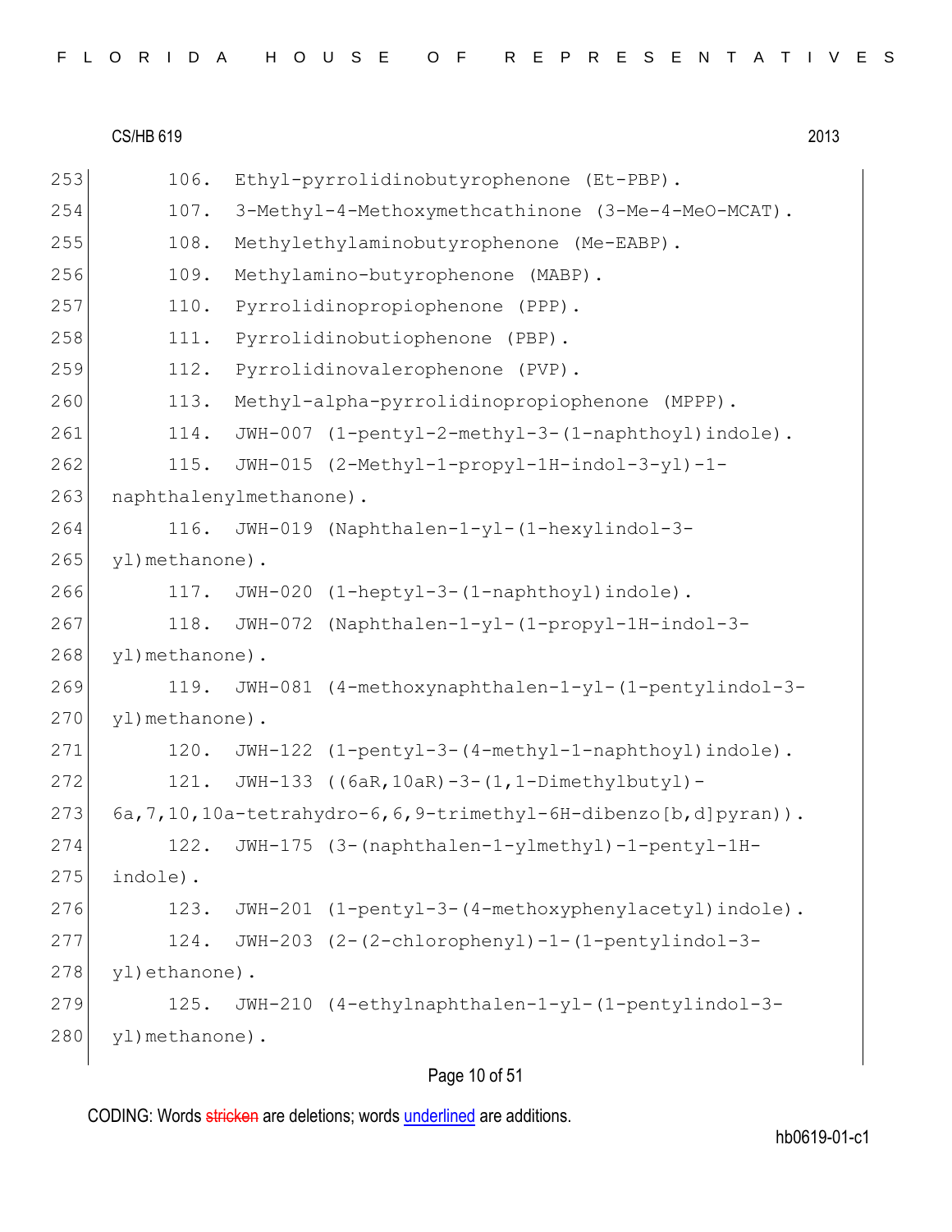106. Ethyl-pyrrolidinobutyrophenone (Et-PBP).

107. 3-Methyl-4-Methoxymethcathinone (3-Me-4-MeO-MCAT).

108. Methylethylaminobutyrophenone (Me-EABP).

109. Methylamino-butyrophenone (MABP).

110. Pyrrolidinopropiophenone (PPP).

111. Pyrrolidinobutiophenone (PBP).

112. Pyrrolidinovalerophenone (PVP).

113. Methyl-alpha-pyrrolidinopropiophenone (MPPP).

114. JWH-007 (1-pentyl-2-methyl-3-(1-naphthoyl)indole).

115. JWH-015 (2-Methyl-1-propyl-1H-indol-3-yl)-1-naphthalenylmethanone).

116. JWH-019 (Naphthalen-1-yl-(1-hexylindol-3-yl)methanone).

117. JWH-020 (1-heptyl-3-(1-naphthoyl)indole).

118. JWH-072 (Naphthalen-1-yl-(1-propyl-1H-indol-3-yl)methanone).

119. JWH-081 (4-methoxynaphthalen-1-yl-(1-pentylindol-3-yl)methanone).

120. JWH-122 (1-pentyl-3-(4-methyl-1-naphthoyl)indole).

121. JWH-133 ((6aR,10aR)-3-(1,1-Dimethylbutyl)-6a,7,10,10a-tetrahydro-6,6,9-trimethyl-6H-dibenzo[b,d]pyran)).

122. JWH-175 (3-(naphthalen-1-ylmethyl)-1-pentyl-1H-indole).

123. JWH-201 (1-pentyl-3-(4-methoxyphenylacetyl)indole).

124. JWH-203 (2-(2-chlorophenyl)-1-(1-pentylindol-3-yl)ethanone).

125. JWH-210 (4-ethylnaphthalen-1-yl-(1-pentylindol-3-yl)methanone).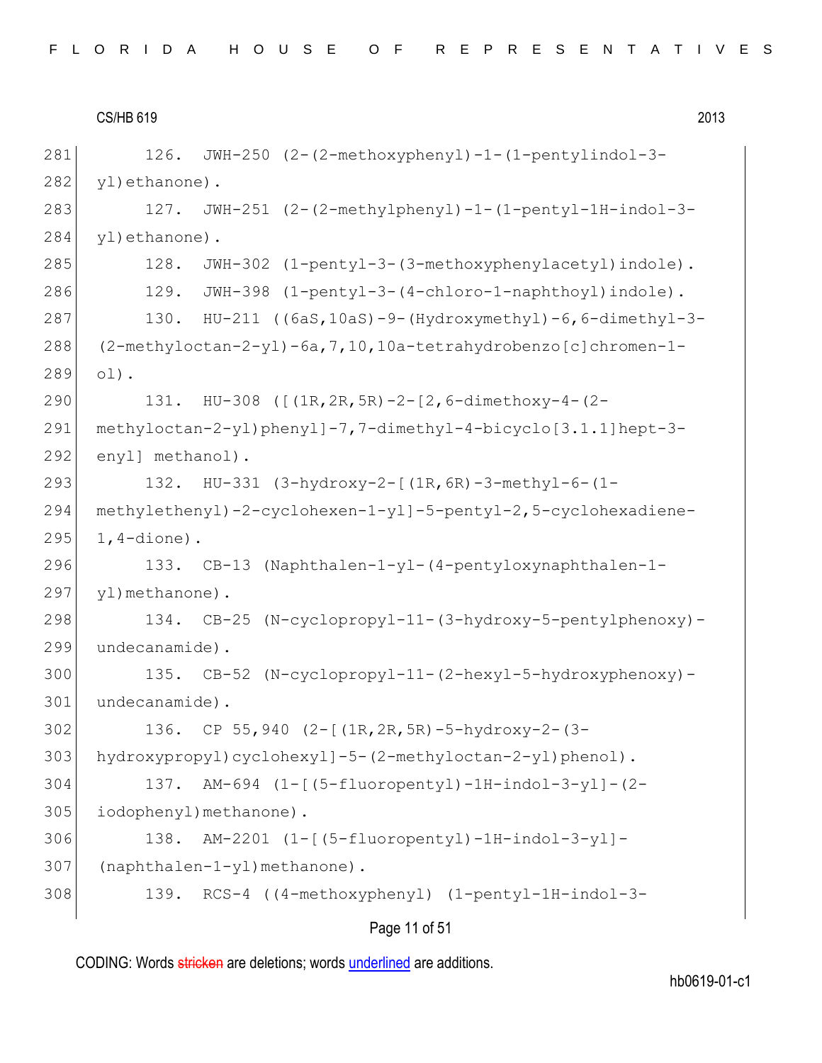126. JWH-250 (2-(2-methoxyphenyl)-1-(1-pentylindol-3-yl)ethanone).

127. JWH-251 (2-(2-methylphenyl)-1-(1-pentyl-1H-indol-3-yl)ethanone).

128. JWH-302 (1-pentyl-3-(3-methoxyphenylacetyl)indole).

129. JWH-398 (1-pentyl-3-(4-chloro-1-naphthoyl)indole).

130. HU-211 ((6aS,10aS)-9-(Hydroxymethyl)-6,6-dimethyl-3-(2-methyloctan-2-yl)-6a,7,10,10a-tetrahydrobenzo[c]chromen-1-ol).

131. HU-308 ([(1R,2R,5R)-2-[2,6-dimethoxy-4-(2-methyloctan-2-yl)phenyl]-7,7-dimethyl-4-bicyclo[3.1.1]hept-3-enyl] methanol).

132. HU-331 (3-hydroxy-2-[(1R,6R)-3-methyl-6-(1-methylethenyl)-2-cyclohexen-1-yl]-5-pentyl-2,5-cyclohexadiene-1,4-dione).

133. CB-13 (Naphthalen-1-yl-(4-pentyloxynaphthalen-1-yl)methanone).

134. CB-25 (N-cyclopropyl-11-(3-hydroxy-5-pentylphenoxy)-undecanamide).

135. CB-52 (N-cyclopropyl-11-(2-hexyl-5-hydroxyphenoxy)-undecanamide).

136. CP 55,940 (2-[(1R,2R,5R)-5-hydroxy-2-(3-hydroxypropyl)cyclohexyl]-5-(2-methyloctan-2-yl)phenol).

137. AM-694 (1-[(5-fluoropentyl)-1H-indol-3-yl]-(2-iodophenyl)methanone).

138. AM-2201 (1-[(5-fluoropentyl)-1H-indol-3-yl]-(naphthalen-1-yl)methanone).

139. RCS-4 ((4-methoxyphenyl) (1-pentyl-1H-indol-3-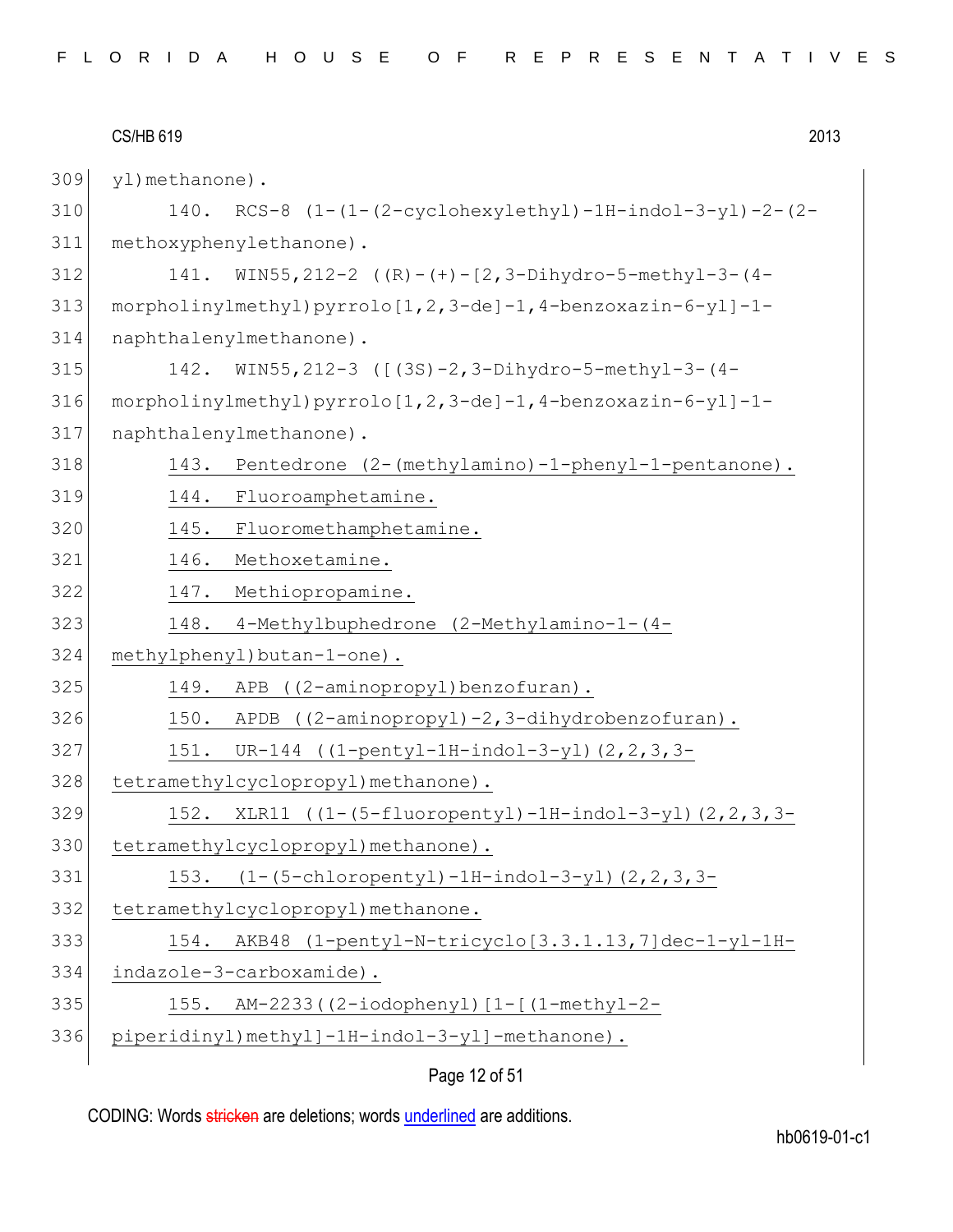yl)methanone).

140. RCS-8 (1-(1-(2-cyclohexylethyl)-1H-indol-3-yl)-2-(2-methoxyphenylethanone).

141. WIN55,212-2 ((R)-(+)-[2,3-Dihydro-5-methyl-3-(4-morpholinylmethyl)pyrrolo[1,2,3-de]-1,4-benzoxazin-6-yl]-1-naphthalenylmethanone).

142. WIN55,212-3 ([(3S)-2,3-Dihydro-5-methyl-3-(4-morpholinylmethyl)pyrrolo[1,2,3-de]-1,4-benzoxazin-6-yl]-1-naphthalenylmethanone).

143. Pentedrone (2-(methylamino)-1-phenyl-1-pentanone).

144. Fluoroamphetamine.

145. Fluoromethamphetamine.

146. Methoxetamine.

147. Methiopropamine.

148. 4-Methylbuphedrone (2-Methylamino-1-(4-methylphenyl)butan-1-one).

149. APB ((2-aminopropyl)benzofuran).

150. APDB ((2-aminopropyl)-2,3-dihydrobenzofuran).

151. UR-144 ((1-pentyl-1H-indol-3-yl)(2,2,3,3-tetramethylcyclopropyl)methanone).

152. XLR11 ((1-(5-fluoropentyl)-1H-indol-3-yl)(2,2,3,3-tetramethylcyclopropyl)methanone).

153. (1-(5-chloropentyl)-1H-indol-3-yl)(2,2,3,3-tetramethylcyclopropyl)methanone.

154. AKB48 (1-pentyl-N-tricyclo[3.3.1.13,7]dec-1-yl-1H-indazole-3-carboxamide).

155. AM-2233((2-iodophenyl)[1-[(1-methyl-2-piperidinyl)methyl]-1H-indol-3-yl]-methanone).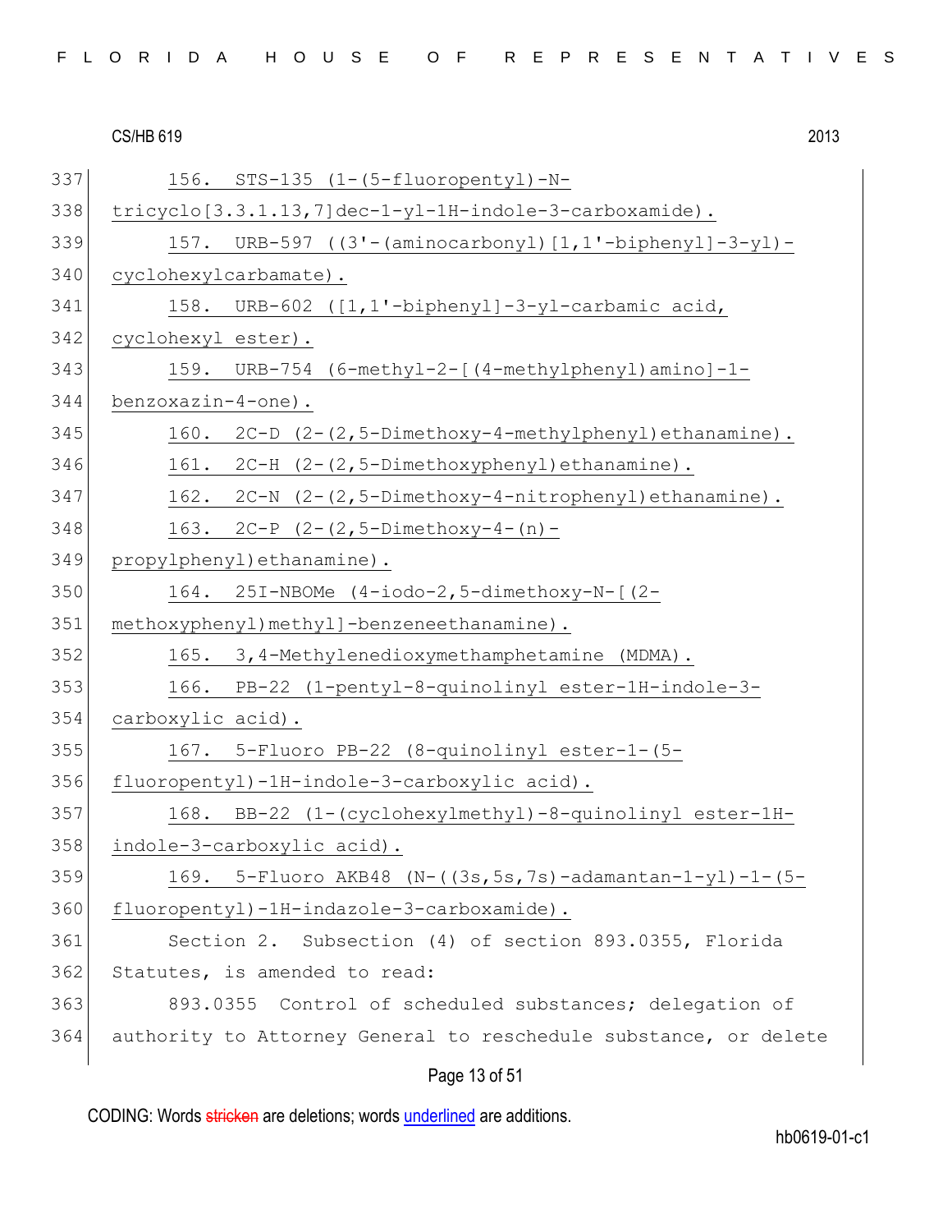156. STS-135 (1-(5-fluoropentyl)-N-tricyclo[3.3.1.13,7]dec-1-yl-1H-indole-3-carboxamide).

157. URB-597 ((3'-(aminocarbonyl)[1,1'-biphenyl]-3-yl)-cyclohexylcarbamate).

158. URB-602 ([1,1'-biphenyl]-3-yl-carbamic acid, cyclohexyl ester).

159. URB-754 (6-methyl-2-[(4-methylphenyl)amino]-1-benzoxazin-4-one).

160. 2C-D (2-(2,5-Dimethoxy-4-methylphenyl)ethanamine).

161. 2C-H (2-(2,5-Dimethoxyphenyl)ethanamine).

162. 2C-N (2-(2,5-Dimethoxy-4-nitrophenyl)ethanamine).

163. 2C-P (2-(2,5-Dimethoxy-4-(n)-propylphenyl)ethanamine).

164. 25I-NBOMe (4-iodo-2,5-dimethoxy-N-[(2-methoxyphenyl)methyl]-benzeneethanamine).

165. 3,4-Methylenedioxymethamphetamine (MDMA).

166. PB-22 (1-pentyl-8-quinolinyl ester-1H-indole-3-carboxylic acid).

167. 5-Fluoro PB-22 (8-quinolinyl ester-1-(5-fluoropentyl)-1H-indole-3-carboxylic acid).

168. BB-22 (1-(cyclohexylmethyl)-8-quinolinyl ester-1H-indole-3-carboxylic acid).

169. 5-Fluoro AKB48 (N-((3s,5s,7s)-adamantan-1-yl)-1-(5-fluoropentyl)-1H-indazole-3-carboxamide).

Section 2. Subsection (4) of section 893.0355, Florida Statutes, is amended to read:

893.0355 Control of scheduled substances; delegation of authority to Attorney General to reschedule substance, or delete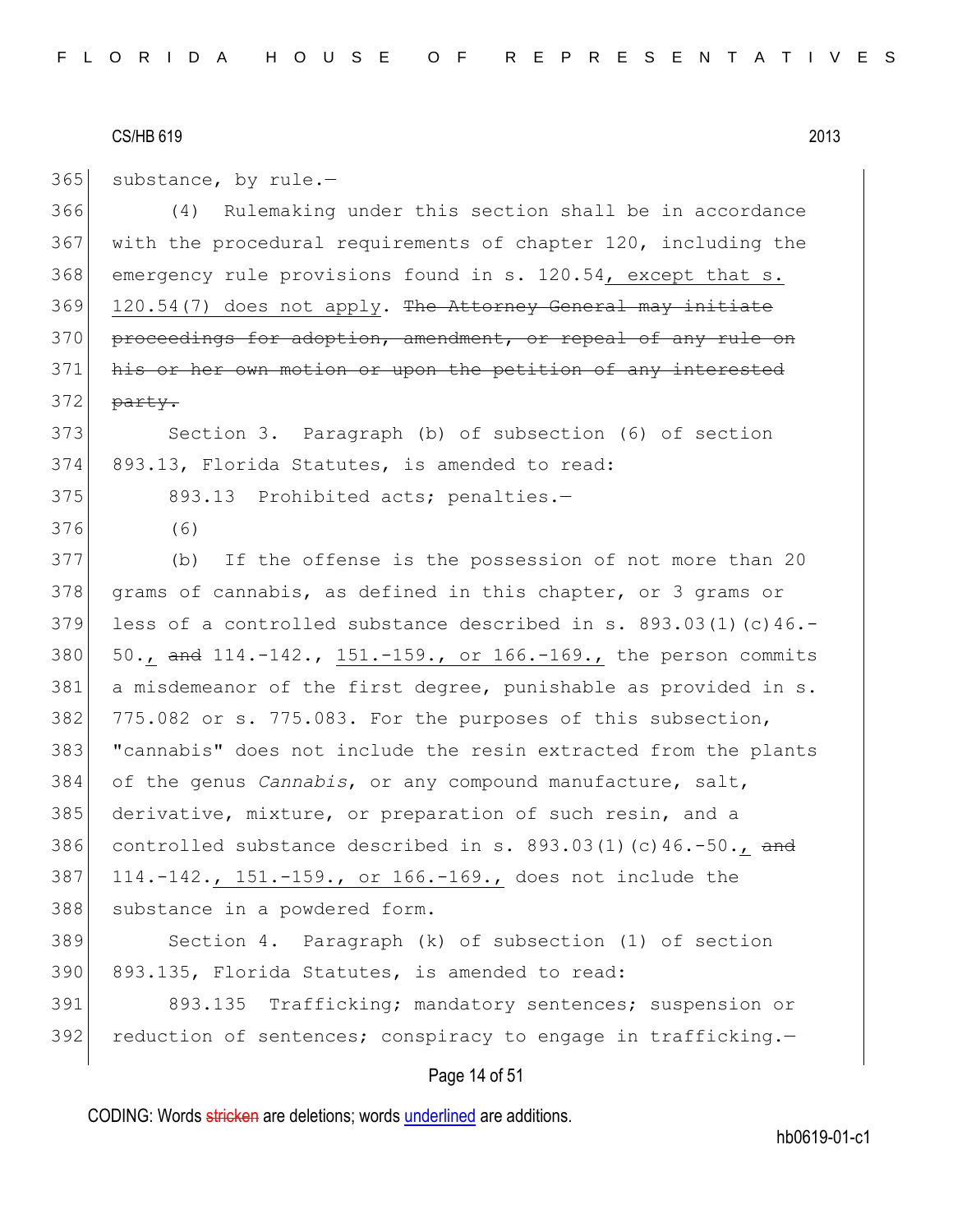365 substance, by rule.—

366 (4) Rulemaking under this section shall be in accordance
367 with the procedural requirements of chapter 120, including the
368 emergency rule provisions found in s. 120.54<u>, except that s.</u>
369 <u>120.54(7) does not apply</u>. ~~The Attorney General may initiate~~
370 ~~proceedings for adoption, amendment, or repeal of any rule on~~
371 ~~his or her own motion or upon the petition of any interested~~
372 ~~party.~~

373 Section 3. Paragraph (b) of subsection (6) of section
374 893.13, Florida Statutes, is amended to read:

375 893.13 Prohibited acts; penalties.—

376 (6)

377 (b) If the offense is the possession of not more than 20
378 grams of cannabis, as defined in this chapter, or 3 grams or
379 less of a controlled substance described in s. 893.03(1)(c)46.-
380 50.<u>,</u> ~~and~~ 114.-142., <u>151.-159., or 166.-169.,</u> the person commits
381 a misdemeanor of the first degree, punishable as provided in s.
382 775.082 or s. 775.083. For the purposes of this subsection,
383 "cannabis" does not include the resin extracted from the plants
384 of the genus *Cannabis*, or any compound manufacture, salt,
385 derivative, mixture, or preparation of such resin, and a
386 controlled substance described in s. 893.03(1)(c)46.-50.<u>,</u> ~~and~~
387 114.-142.<u>, 151.-159., or 166.-169.,</u> does not include the
388 substance in a powdered form.

389 Section 4. Paragraph (k) of subsection (1) of section
390 893.135, Florida Statutes, is amended to read:

391 893.135 Trafficking; mandatory sentences; suspension or
392 reduction of sentences; conspiracy to engage in trafficking.—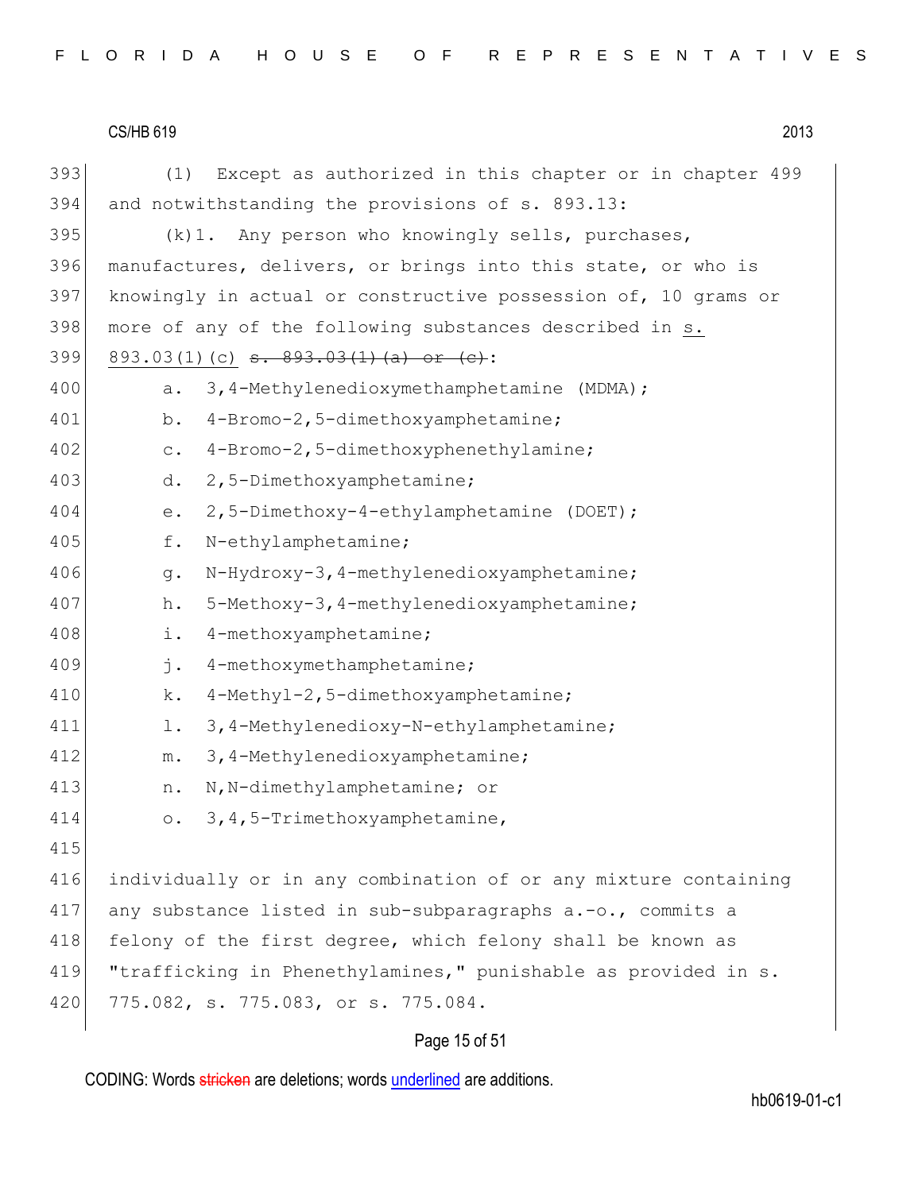(1) Except as authorized in this chapter or in chapter 499 and notwithstanding the provisions of s. 893.13:

(k)1. Any person who knowingly sells, purchases, manufactures, delivers, or brings into this state, or who is knowingly in actual or constructive possession of, 10 grams or more of any of the following substances described in <u>s. 893.03(1)(c)</u> ~~s. 893.03(1)(a) or (c)~~:

a. 3,4-Methylenedioxymethamphetamine (MDMA);

b. 4-Bromo-2,5-dimethoxyamphetamine;

c. 4-Bromo-2,5-dimethoxyphenethylamine;

d. 2,5-Dimethoxyamphetamine;

e. 2,5-Dimethoxy-4-ethylamphetamine (DOET);

f. N-ethylamphetamine;

g. N-Hydroxy-3,4-methylenedioxyamphetamine;

h. 5-Methoxy-3,4-methylenedioxyamphetamine;

i. 4-methoxyamphetamine;

j. 4-methoxymethamphetamine;

k. 4-Methyl-2,5-dimethoxyamphetamine;

l. 3,4-Methylenedioxy-N-ethylamphetamine;

m. 3,4-Methylenedioxyamphetamine;

n. N,N-dimethylamphetamine; or

o. 3,4,5-Trimethoxyamphetamine,

individually or in any combination of or any mixture containing any substance listed in sub-subparagraphs a.-o., commits a felony of the first degree, which felony shall be known as "trafficking in Phenethylamines," punishable as provided in s. 775.082, s. 775.083, or s. 775.084.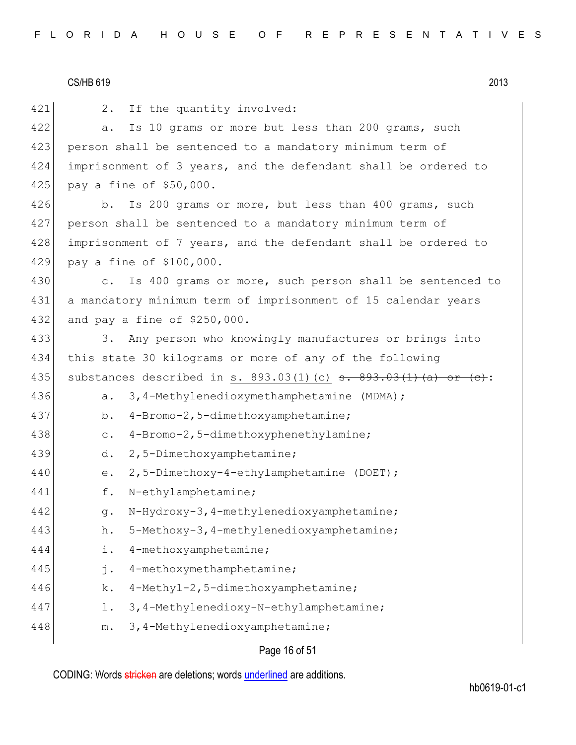2. If the quantity involved:

a. Is 10 grams or more but less than 200 grams, such person shall be sentenced to a mandatory minimum term of imprisonment of 3 years, and the defendant shall be ordered to pay a fine of $50,000.

b. Is 200 grams or more, but less than 400 grams, such person shall be sentenced to a mandatory minimum term of imprisonment of 7 years, and the defendant shall be ordered to pay a fine of $100,000.

c. Is 400 grams or more, such person shall be sentenced to a mandatory minimum term of imprisonment of 15 calendar years and pay a fine of $250,000.

3. Any person who knowingly manufactures or brings into this state 30 kilograms or more of any of the following substances described in <u>s. 893.03(1)(c)</u> ~~s. 893.03(1)(a) or (c)~~:

a. 3,4-Methylenedioxymethamphetamine (MDMA);

b. 4-Bromo-2,5-dimethoxyamphetamine;

c. 4-Bromo-2,5-dimethoxyphenethylamine;

d. 2,5-Dimethoxyamphetamine;

e. 2,5-Dimethoxy-4-ethylamphetamine (DOET);

f. N-ethylamphetamine;

g. N-Hydroxy-3,4-methylenedioxyamphetamine;

h. 5-Methoxy-3,4-methylenedioxyamphetamine;

i. 4-methoxyamphetamine;

j. 4-methoxymethamphetamine;

k. 4-Methyl-2,5-dimethoxyamphetamine;

l. 3,4-Methylenedioxy-N-ethylamphetamine;

m. 3,4-Methylenedioxyamphetamine;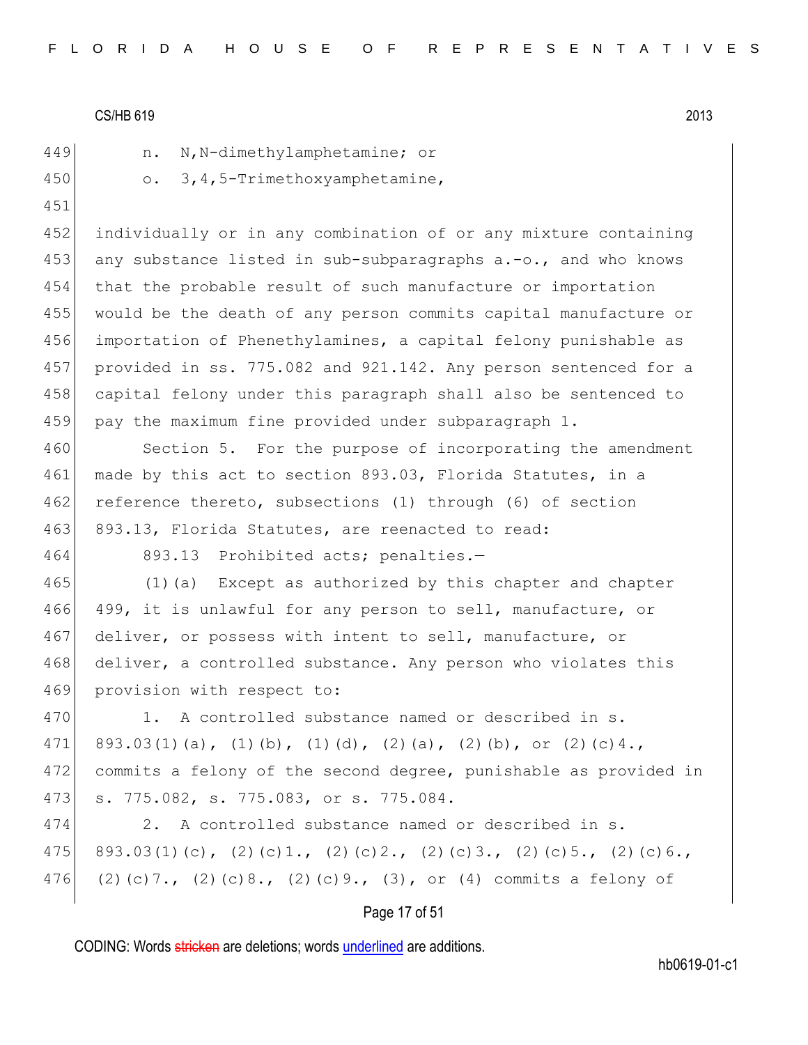n. N,N-dimethylamphetamine; or

o. 3,4,5-Trimethoxyamphetamine,

individually or in any combination of or any mixture containing any substance listed in sub-subparagraphs a.-o., and who knows that the probable result of such manufacture or importation would be the death of any person commits capital manufacture or importation of Phenethylamines, a capital felony punishable as provided in ss. 775.082 and 921.142. Any person sentenced for a capital felony under this paragraph shall also be sentenced to pay the maximum fine provided under subparagraph 1.

Section 5. For the purpose of incorporating the amendment made by this act to section 893.03, Florida Statutes, in a reference thereto, subsections (1) through (6) of section 893.13, Florida Statutes, are reenacted to read:

893.13 Prohibited acts; penalties.—

(1)(a) Except as authorized by this chapter and chapter 499, it is unlawful for any person to sell, manufacture, or deliver, or possess with intent to sell, manufacture, or deliver, a controlled substance. Any person who violates this provision with respect to:

1. A controlled substance named or described in s. 893.03(1)(a), (1)(b), (1)(d), (2)(a), (2)(b), or (2)(c)4., commits a felony of the second degree, punishable as provided in s. 775.082, s. 775.083, or s. 775.084.

2. A controlled substance named or described in s. 893.03(1)(c), (2)(c)1., (2)(c)2., (2)(c)3., (2)(c)5., (2)(c)6., (2)(c)7., (2)(c)8., (2)(c)9., (3), or (4) commits a felony of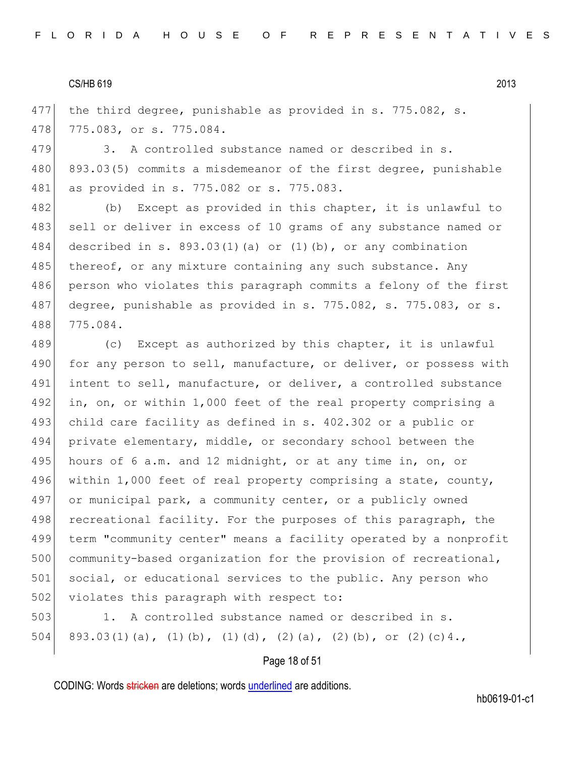the third degree, punishable as provided in s. 775.082, s. 775.083, or s. 775.084.

3. A controlled substance named or described in s. 893.03(5) commits a misdemeanor of the first degree, punishable as provided in s. 775.082 or s. 775.083.

(b) Except as provided in this chapter, it is unlawful to sell or deliver in excess of 10 grams of any substance named or described in s. 893.03(1)(a) or (1)(b), or any combination thereof, or any mixture containing any such substance. Any person who violates this paragraph commits a felony of the first degree, punishable as provided in s. 775.082, s. 775.083, or s. 775.084.

(c) Except as authorized by this chapter, it is unlawful for any person to sell, manufacture, or deliver, or possess with intent to sell, manufacture, or deliver, a controlled substance in, on, or within 1,000 feet of the real property comprising a child care facility as defined in s. 402.302 or a public or private elementary, middle, or secondary school between the hours of 6 a.m. and 12 midnight, or at any time in, on, or within 1,000 feet of real property comprising a state, county, or municipal park, a community center, or a publicly owned recreational facility. For the purposes of this paragraph, the term "community center" means a facility operated by a nonprofit community-based organization for the provision of recreational, social, or educational services to the public. Any person who violates this paragraph with respect to:

1. A controlled substance named or described in s. 893.03(1)(a), (1)(b), (1)(d), (2)(a), (2)(b), or (2)(c)4.,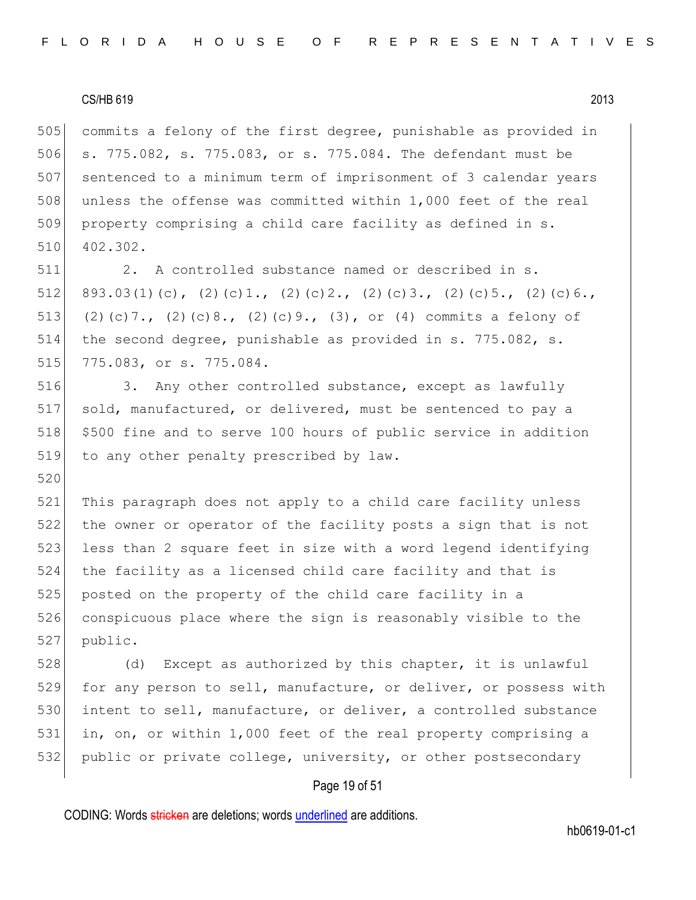commits a felony of the first degree, punishable as provided in s. 775.082, s. 775.083, or s. 775.084. The defendant must be sentenced to a minimum term of imprisonment of 3 calendar years unless the offense was committed within 1,000 feet of the real property comprising a child care facility as defined in s. 402.302.

2. A controlled substance named or described in s. 893.03(1)(c), (2)(c)1., (2)(c)2., (2)(c)3., (2)(c)5., (2)(c)6., (2)(c)7., (2)(c)8., (2)(c)9., (3), or (4) commits a felony of the second degree, punishable as provided in s. 775.082, s. 775.083, or s. 775.084.

3. Any other controlled substance, except as lawfully sold, manufactured, or delivered, must be sentenced to pay a $500 fine and to serve 100 hours of public service in addition to any other penalty prescribed by law.

This paragraph does not apply to a child care facility unless the owner or operator of the facility posts a sign that is not less than 2 square feet in size with a word legend identifying the facility as a licensed child care facility and that is posted on the property of the child care facility in a conspicuous place where the sign is reasonably visible to the public.

(d) Except as authorized by this chapter, it is unlawful for any person to sell, manufacture, or deliver, or possess with intent to sell, manufacture, or deliver, a controlled substance in, on, or within 1,000 feet of the real property comprising a public or private college, university, or other postsecondary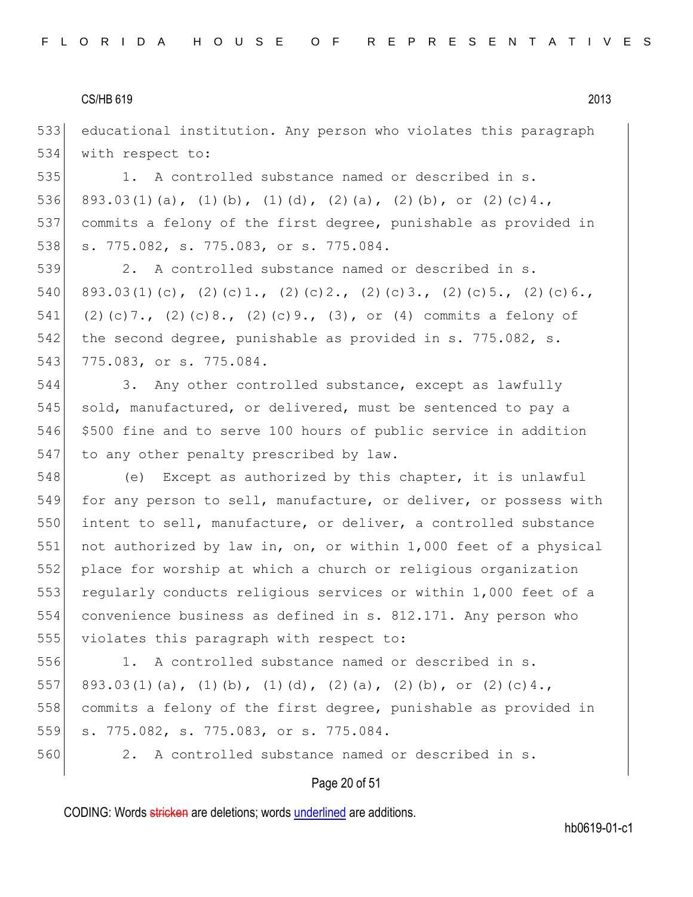educational institution. Any person who violates this paragraph with respect to:

1. A controlled substance named or described in s. 893.03(1)(a), (1)(b), (1)(d), (2)(a), (2)(b), or (2)(c)4., commits a felony of the first degree, punishable as provided in s. 775.082, s. 775.083, or s. 775.084.

2. A controlled substance named or described in s. 893.03(1)(c), (2)(c)1., (2)(c)2., (2)(c)3., (2)(c)5., (2)(c)6., (2)(c)7., (2)(c)8., (2)(c)9., (3), or (4) commits a felony of the second degree, punishable as provided in s. 775.082, s. 775.083, or s. 775.084.

3. Any other controlled substance, except as lawfully sold, manufactured, or delivered, must be sentenced to pay a $500 fine and to serve 100 hours of public service in addition to any other penalty prescribed by law.

(e) Except as authorized by this chapter, it is unlawful for any person to sell, manufacture, or deliver, or possess with intent to sell, manufacture, or deliver, a controlled substance not authorized by law in, on, or within 1,000 feet of a physical place for worship at which a church or religious organization regularly conducts religious services or within 1,000 feet of a convenience business as defined in s. 812.171. Any person who violates this paragraph with respect to:

1. A controlled substance named or described in s. 893.03(1)(a), (1)(b), (1)(d), (2)(a), (2)(b), or (2)(c)4., commits a felony of the first degree, punishable as provided in s. 775.082, s. 775.083, or s. 775.084.

2. A controlled substance named or described in s.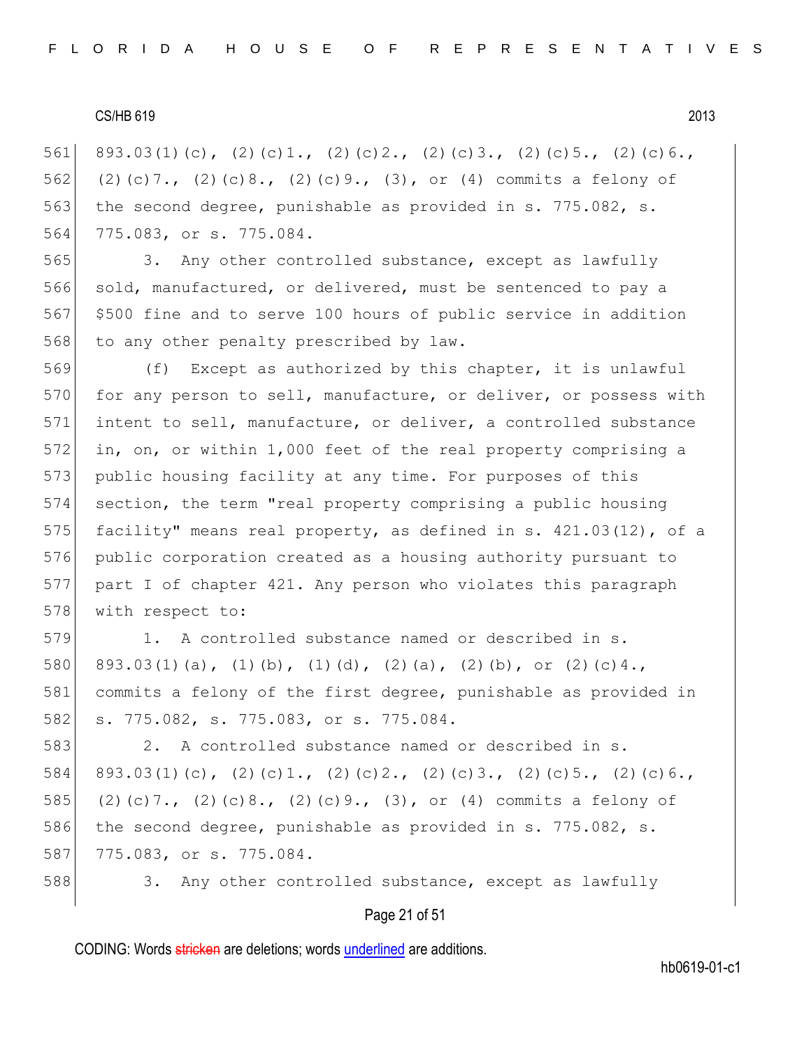893.03(1)(c), (2)(c)1., (2)(c)2., (2)(c)3., (2)(c)5., (2)(c)6., (2)(c)7., (2)(c)8., (2)(c)9., (3), or (4) commits a felony of the second degree, punishable as provided in s. 775.082, s. 775.083, or s. 775.084.

3. Any other controlled substance, except as lawfully sold, manufactured, or delivered, must be sentenced to pay a $500 fine and to serve 100 hours of public service in addition to any other penalty prescribed by law.

(f) Except as authorized by this chapter, it is unlawful for any person to sell, manufacture, or deliver, or possess with intent to sell, manufacture, or deliver, a controlled substance in, on, or within 1,000 feet of the real property comprising a public housing facility at any time. For purposes of this section, the term "real property comprising a public housing facility" means real property, as defined in s. 421.03(12), of a public corporation created as a housing authority pursuant to part I of chapter 421. Any person who violates this paragraph with respect to:

1. A controlled substance named or described in s. 893.03(1)(a), (1)(b), (1)(d), (2)(a), (2)(b), or (2)(c)4., commits a felony of the first degree, punishable as provided in s. 775.082, s. 775.083, or s. 775.084.

2. A controlled substance named or described in s. 893.03(1)(c), (2)(c)1., (2)(c)2., (2)(c)3., (2)(c)5., (2)(c)6., (2)(c)7., (2)(c)8., (2)(c)9., (3), or (4) commits a felony of the second degree, punishable as provided in s. 775.082, s. 775.083, or s. 775.084.

3. Any other controlled substance, except as lawfully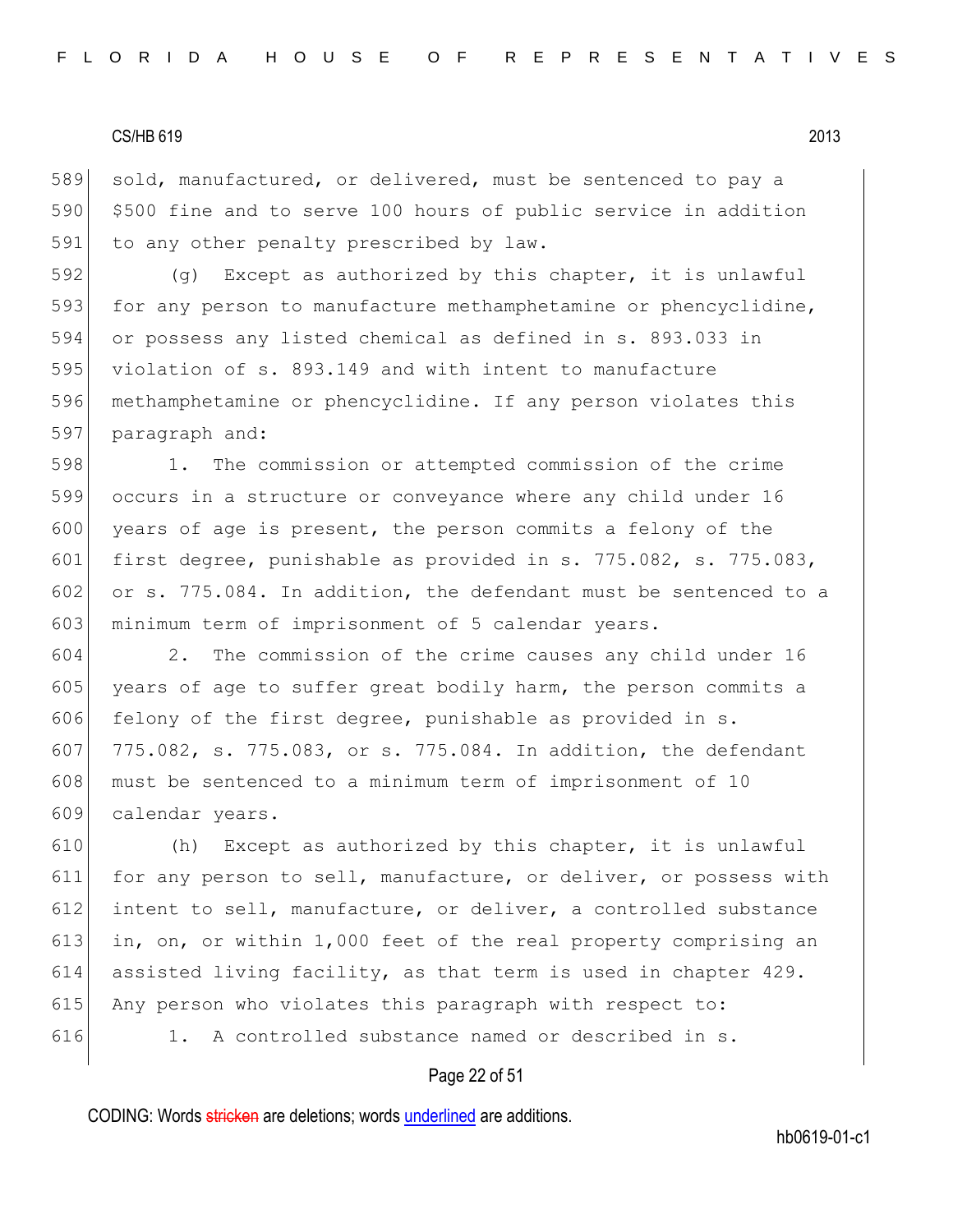sold, manufactured, or delivered, must be sentenced to pay a $500 fine and to serve 100 hours of public service in addition to any other penalty prescribed by law.

(g) Except as authorized by this chapter, it is unlawful for any person to manufacture methamphetamine or phencyclidine, or possess any listed chemical as defined in s. 893.033 in violation of s. 893.149 and with intent to manufacture methamphetamine or phencyclidine. If any person violates this paragraph and:

1. The commission or attempted commission of the crime occurs in a structure or conveyance where any child under 16 years of age is present, the person commits a felony of the first degree, punishable as provided in s. 775.082, s. 775.083, or s. 775.084. In addition, the defendant must be sentenced to a minimum term of imprisonment of 5 calendar years.

2. The commission of the crime causes any child under 16 years of age to suffer great bodily harm, the person commits a felony of the first degree, punishable as provided in s. 775.082, s. 775.083, or s. 775.084. In addition, the defendant must be sentenced to a minimum term of imprisonment of 10 calendar years.

(h) Except as authorized by this chapter, it is unlawful for any person to sell, manufacture, or deliver, or possess with intent to sell, manufacture, or deliver, a controlled substance in, on, or within 1,000 feet of the real property comprising an assisted living facility, as that term is used in chapter 429. Any person who violates this paragraph with respect to:

1. A controlled substance named or described in s.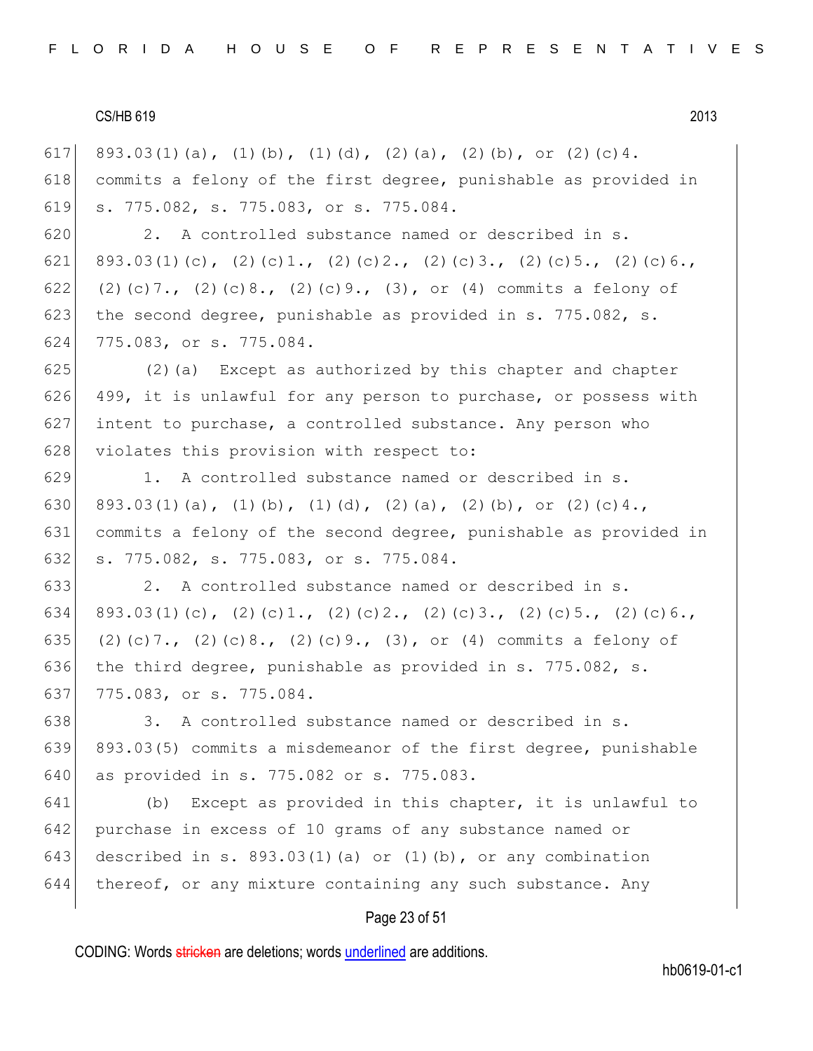893.03(1)(a), (1)(b), (1)(d), (2)(a), (2)(b), or (2)(c)4. commits a felony of the first degree, punishable as provided in s. 775.082, s. 775.083, or s. 775.084.

2. A controlled substance named or described in s. 893.03(1)(c), (2)(c)1., (2)(c)2., (2)(c)3., (2)(c)5., (2)(c)6., (2)(c)7., (2)(c)8., (2)(c)9., (3), or (4) commits a felony of the second degree, punishable as provided in s. 775.082, s. 775.083, or s. 775.084.

(2)(a) Except as authorized by this chapter and chapter 499, it is unlawful for any person to purchase, or possess with intent to purchase, a controlled substance. Any person who violates this provision with respect to:

1. A controlled substance named or described in s. 893.03(1)(a), (1)(b), (1)(d), (2)(a), (2)(b), or (2)(c)4., commits a felony of the second degree, punishable as provided in s. 775.082, s. 775.083, or s. 775.084.

2. A controlled substance named or described in s. 893.03(1)(c), (2)(c)1., (2)(c)2., (2)(c)3., (2)(c)5., (2)(c)6., (2)(c)7., (2)(c)8., (2)(c)9., (3), or (4) commits a felony of the third degree, punishable as provided in s. 775.082, s. 775.083, or s. 775.084.

3. A controlled substance named or described in s. 893.03(5) commits a misdemeanor of the first degree, punishable as provided in s. 775.082 or s. 775.083.

(b) Except as provided in this chapter, it is unlawful to purchase in excess of 10 grams of any substance named or described in s. 893.03(1)(a) or (1)(b), or any combination thereof, or any mixture containing any such substance. Any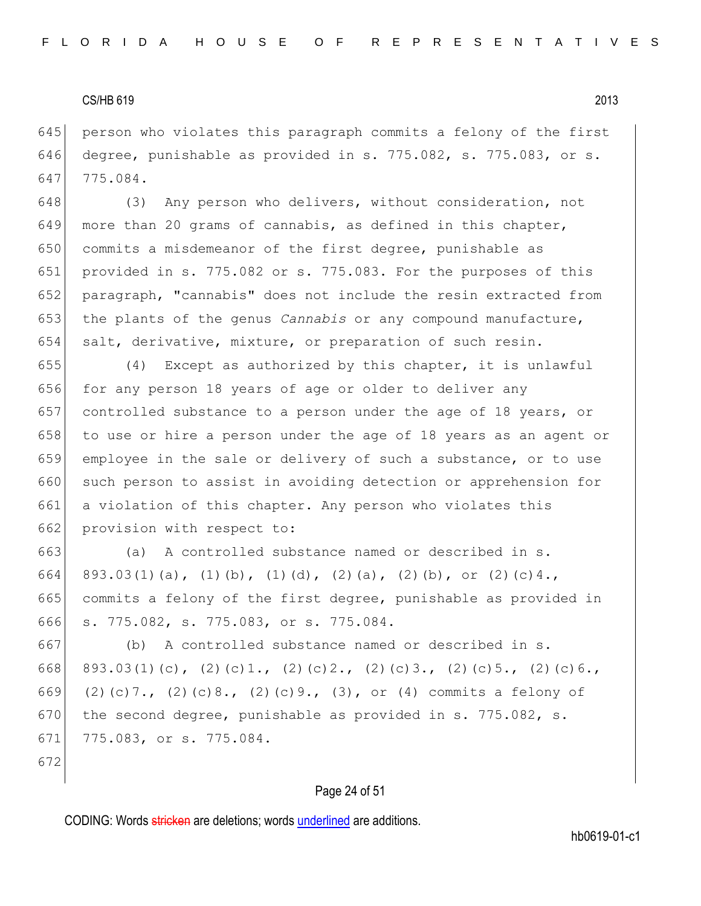person who violates this paragraph commits a felony of the first degree, punishable as provided in s. 775.082, s. 775.083, or s. 775.084.

(3) Any person who delivers, without consideration, not more than 20 grams of cannabis, as defined in this chapter, commits a misdemeanor of the first degree, punishable as provided in s. 775.082 or s. 775.083. For the purposes of this paragraph, "cannabis" does not include the resin extracted from the plants of the genus *Cannabis* or any compound manufacture, salt, derivative, mixture, or preparation of such resin.

(4) Except as authorized by this chapter, it is unlawful for any person 18 years of age or older to deliver any controlled substance to a person under the age of 18 years, or to use or hire a person under the age of 18 years as an agent or employee in the sale or delivery of such a substance, or to use such person to assist in avoiding detection or apprehension for a violation of this chapter. Any person who violates this provision with respect to:

(a) A controlled substance named or described in s. 893.03(1)(a), (1)(b), (1)(d), (2)(a), (2)(b), or (2)(c)4., commits a felony of the first degree, punishable as provided in s. 775.082, s. 775.083, or s. 775.084.

(b) A controlled substance named or described in s. 893.03(1)(c), (2)(c)1., (2)(c)2., (2)(c)3., (2)(c)5., (2)(c)6., (2)(c)7., (2)(c)8., (2)(c)9., (3), or (4) commits a felony of the second degree, punishable as provided in s. 775.082, s. 775.083, or s. 775.084.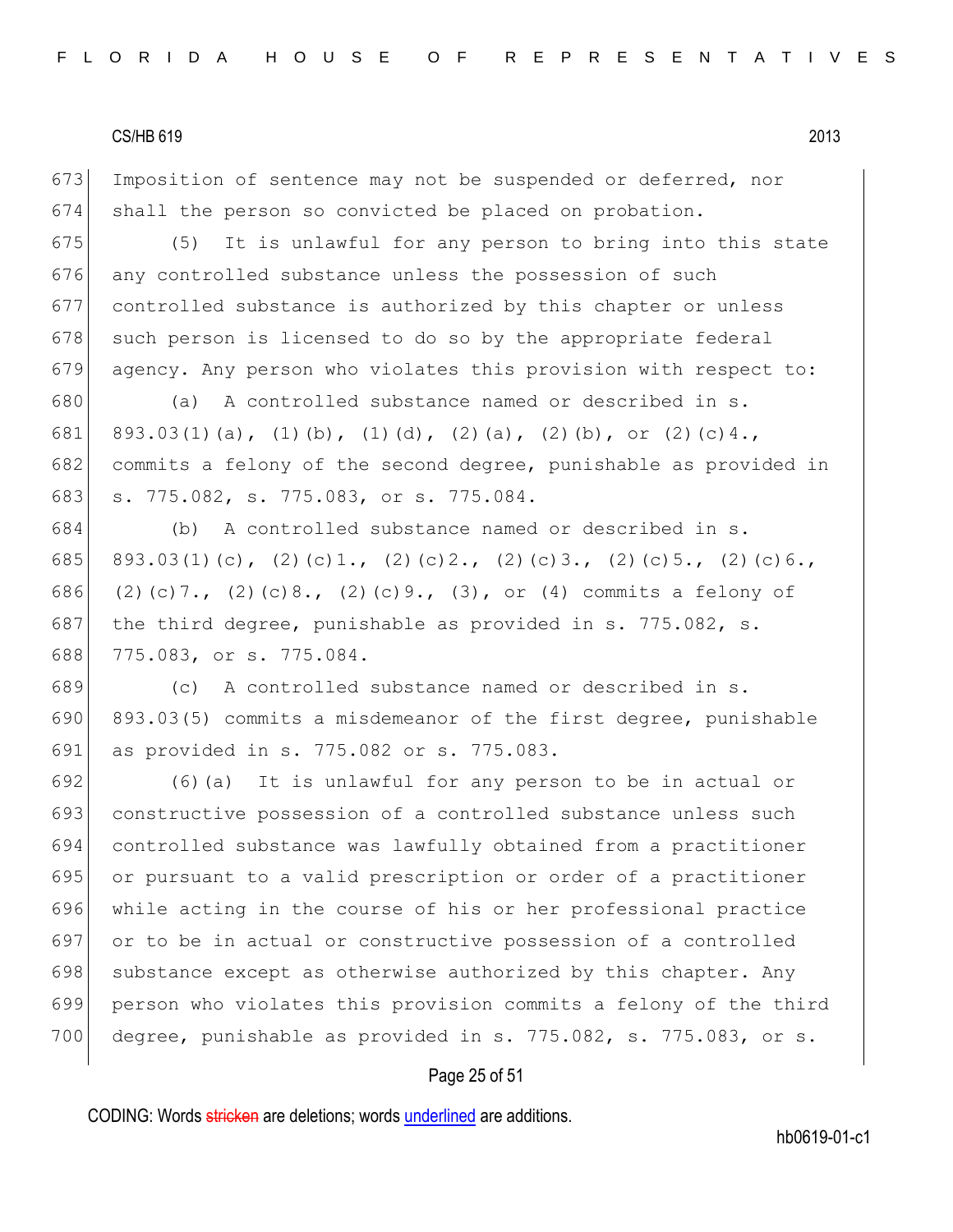Imposition of sentence may not be suspended or deferred, nor shall the person so convicted be placed on probation.

(5) It is unlawful for any person to bring into this state any controlled substance unless the possession of such controlled substance is authorized by this chapter or unless such person is licensed to do so by the appropriate federal agency. Any person who violates this provision with respect to:

(a) A controlled substance named or described in s. 893.03(1)(a), (1)(b), (1)(d), (2)(a), (2)(b), or (2)(c)4., commits a felony of the second degree, punishable as provided in s. 775.082, s. 775.083, or s. 775.084.

(b) A controlled substance named or described in s. 893.03(1)(c), (2)(c)1., (2)(c)2., (2)(c)3., (2)(c)5., (2)(c)6., (2)(c)7., (2)(c)8., (2)(c)9., (3), or (4) commits a felony of the third degree, punishable as provided in s. 775.082, s. 775.083, or s. 775.084.

(c) A controlled substance named or described in s. 893.03(5) commits a misdemeanor of the first degree, punishable as provided in s. 775.082 or s. 775.083.

(6)(a) It is unlawful for any person to be in actual or constructive possession of a controlled substance unless such controlled substance was lawfully obtained from a practitioner or pursuant to a valid prescription or order of a practitioner while acting in the course of his or her professional practice or to be in actual or constructive possession of a controlled substance except as otherwise authorized by this chapter. Any person who violates this provision commits a felony of the third degree, punishable as provided in s. 775.082, s. 775.083, or s.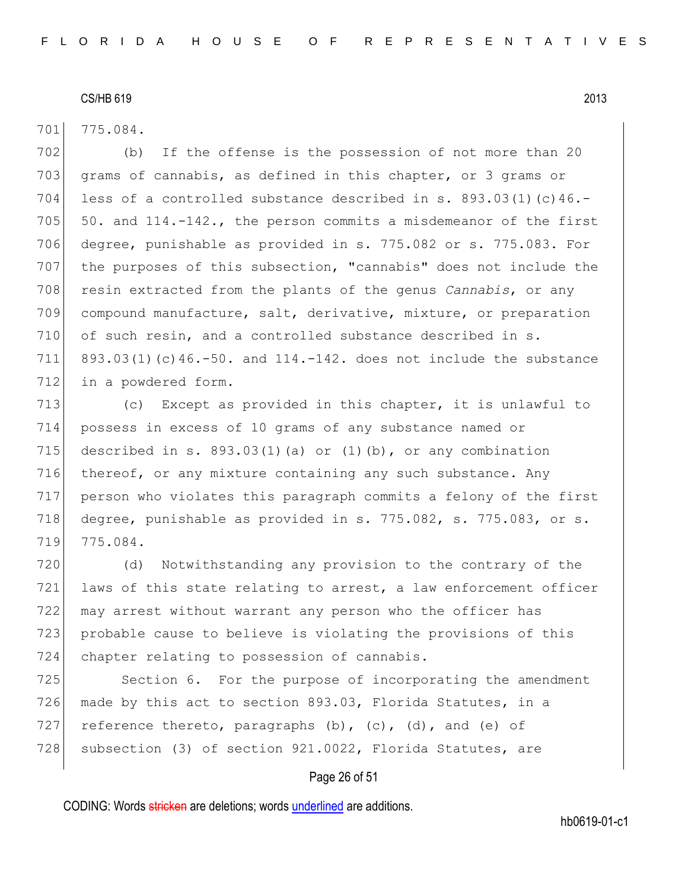775.084.

(b) If the offense is the possession of not more than 20 grams of cannabis, as defined in this chapter, or 3 grams or less of a controlled substance described in s. 893.03(1)(c)46.-50. and 114.-142., the person commits a misdemeanor of the first degree, punishable as provided in s. 775.082 or s. 775.083. For the purposes of this subsection, "cannabis" does not include the resin extracted from the plants of the genus *Cannabis*, or any compound manufacture, salt, derivative, mixture, or preparation of such resin, and a controlled substance described in s. 893.03(1)(c)46.-50. and 114.-142. does not include the substance in a powdered form.

(c) Except as provided in this chapter, it is unlawful to possess in excess of 10 grams of any substance named or described in s. 893.03(1)(a) or (1)(b), or any combination thereof, or any mixture containing any such substance. Any person who violates this paragraph commits a felony of the first degree, punishable as provided in s. 775.082, s. 775.083, or s. 775.084.

(d) Notwithstanding any provision to the contrary of the laws of this state relating to arrest, a law enforcement officer may arrest without warrant any person who the officer has probable cause to believe is violating the provisions of this chapter relating to possession of cannabis.

Section 6. For the purpose of incorporating the amendment made by this act to section 893.03, Florida Statutes, in a reference thereto, paragraphs (b), (c), (d), and (e) of subsection (3) of section 921.0022, Florida Statutes, are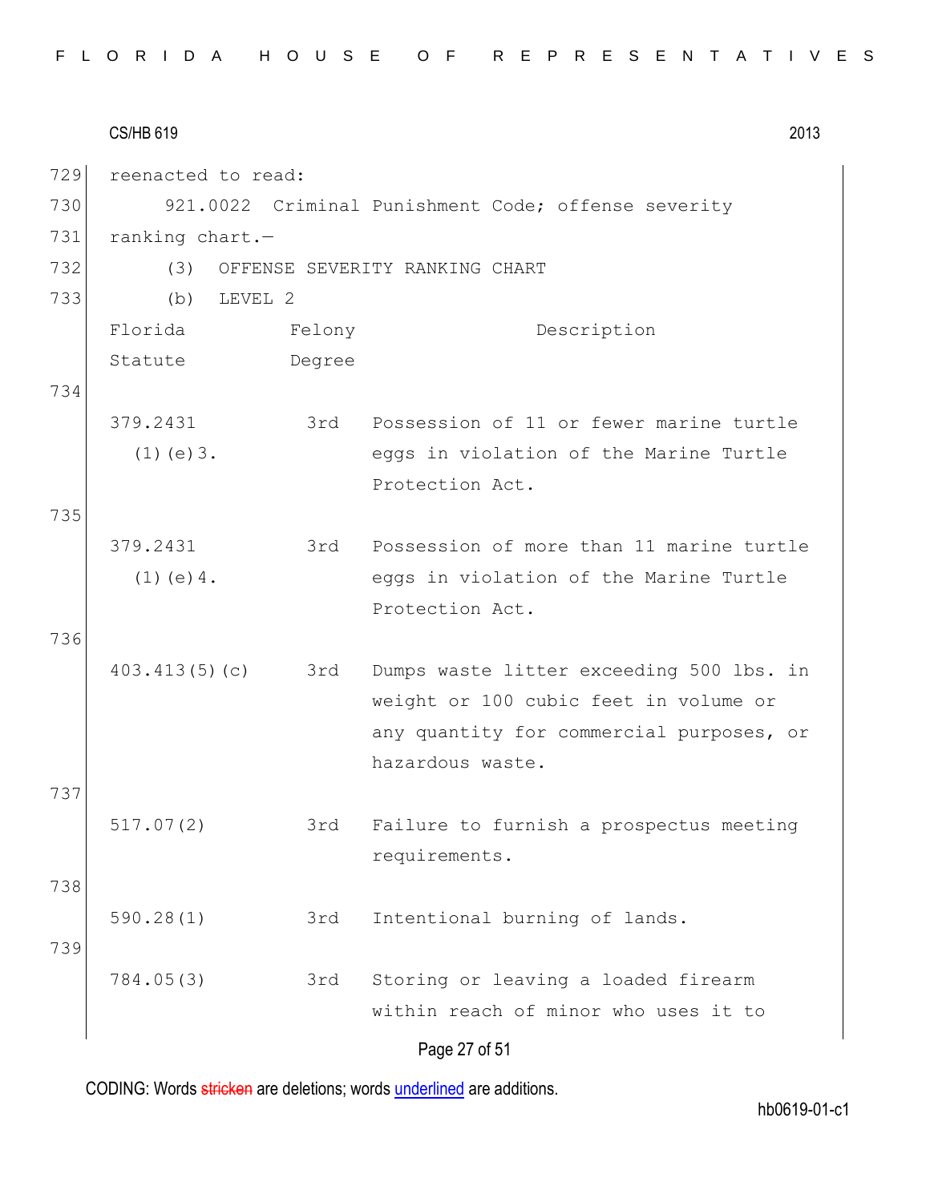reenacted to read:

921.0022 Criminal Punishment Code; offense severity ranking chart.—

(3) OFFENSE SEVERITY RANKING CHART

(b) LEVEL 2

| Florida Statute | Felony Degree | Description |
|---|---|---|
| 379.2431 (1)(e)3. | 3rd | Possession of 11 or fewer marine turtle eggs in violation of the Marine Turtle Protection Act. |
| 379.2431 (1)(e)4. | 3rd | Possession of more than 11 marine turtle eggs in violation of the Marine Turtle Protection Act. |
| 403.413(5)(c) | 3rd | Dumps waste litter exceeding 500 lbs. in weight or 100 cubic feet in volume or any quantity for commercial purposes, or hazardous waste. |
| 517.07(2) | 3rd | Failure to furnish a prospectus meeting requirements. |
| 590.28(1) | 3rd | Intentional burning of lands. |
| 784.05(3) | 3rd | Storing or leaving a loaded firearm within reach of minor who uses it to |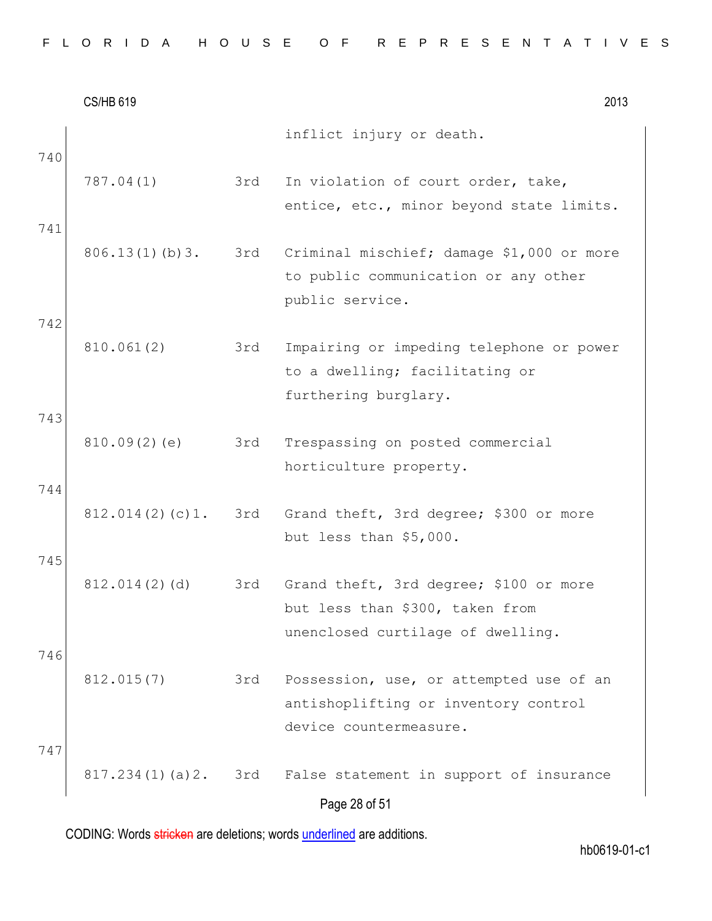inflict injury or death.

740

| | | |
|---|---|---|
| 787.04(1) | 3rd | In violation of court order, take, entice, etc., minor beyond state limits. |

741

| | | |
|---|---|---|
| 806.13(1)(b)3. | 3rd | Criminal mischief; damage $1,000 or more to public communication or any other public service. |

742

| | | |
|---|---|---|
| 810.061(2) | 3rd | Impairing or impeding telephone or power to a dwelling; facilitating or furthering burglary. |

743

| | | |
|---|---|---|
| 810.09(2)(e) | 3rd | Trespassing on posted commercial horticulture property. |

744

| | | |
|---|---|---|
| 812.014(2)(c)1. | 3rd | Grand theft, 3rd degree; $300 or more but less than $5,000. |

745

| | | |
|---|---|---|
| 812.014(2)(d) | 3rd | Grand theft, 3rd degree; $100 or more but less than $300, taken from unenclosed curtilage of dwelling. |

746

| | | |
|---|---|---|
| 812.015(7) | 3rd | Possession, use, or attempted use of an antishoplifting or inventory control device countermeasure. |

747

| | | |
|---|---|---|
| 817.234(1)(a)2. | 3rd | False statement in support of insurance |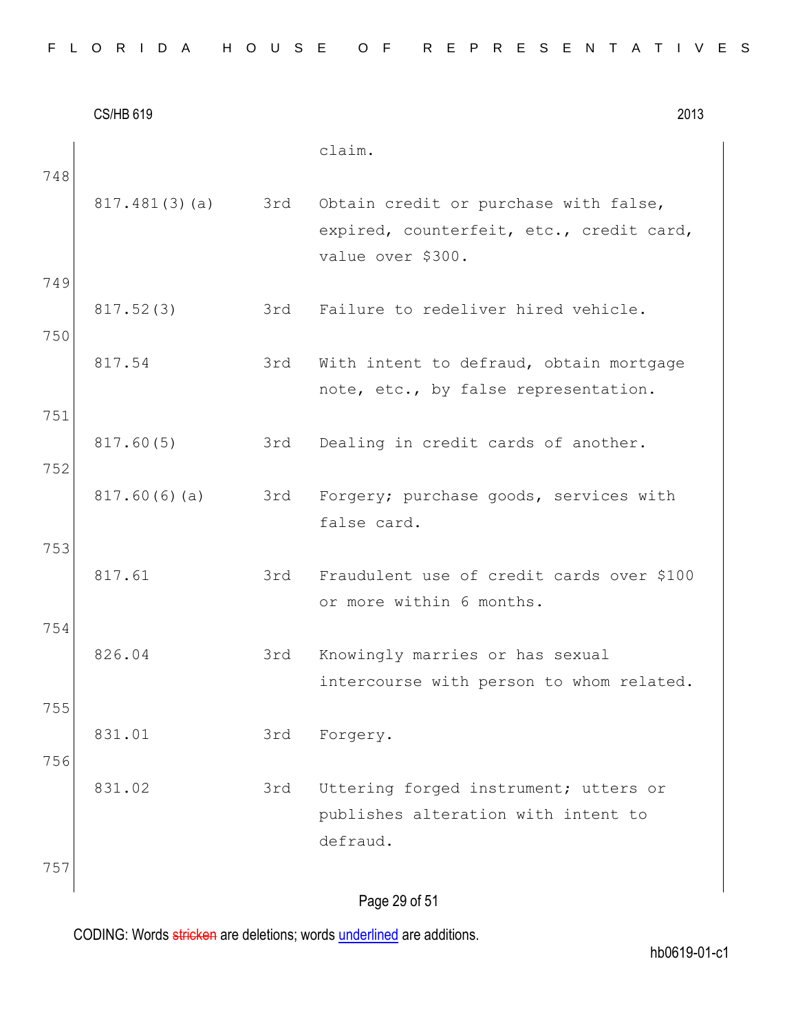claim.

| | | |
|---|---|---|
| 817.481(3)(a) | 3rd | Obtain credit or purchase with false, expired, counterfeit, etc., credit card, value over $300. |
| 817.52(3) | 3rd | Failure to redeliver hired vehicle. |
| 817.54 | 3rd | With intent to defraud, obtain mortgage note, etc., by false representation. |
| 817.60(5) | 3rd | Dealing in credit cards of another. |
| 817.60(6)(a) | 3rd | Forgery; purchase goods, services with false card. |
| 817.61 | 3rd | Fraudulent use of credit cards over $100 or more within 6 months. |
| 826.04 | 3rd | Knowingly marries or has sexual intercourse with person to whom related. |
| 831.01 | 3rd | Forgery. |
| 831.02 | 3rd | Uttering forged instrument; utters or publishes alteration with intent to defraud. |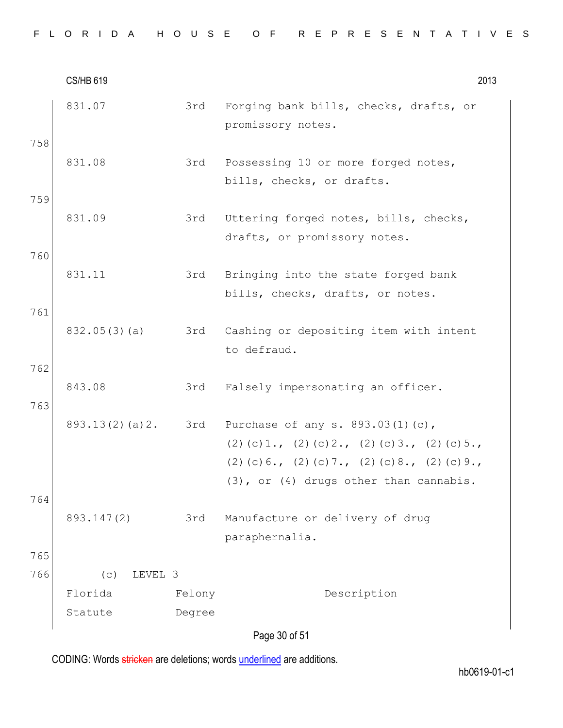| Florida Statute | Felony Degree | Description |
|---|---|---|
| 831.07 | 3rd | Forging bank bills, checks, drafts, or promissory notes. |
| 831.08 | 3rd | Possessing 10 or more forged notes, bills, checks, or drafts. |
| 831.09 | 3rd | Uttering forged notes, bills, checks, drafts, or promissory notes. |
| 831.11 | 3rd | Bringing into the state forged bank bills, checks, drafts, or notes. |
| 832.05(3)(a) | 3rd | Cashing or depositing item with intent to defraud. |
| 843.08 | 3rd | Falsely impersonating an officer. |
| 893.13(2)(a)2. | 3rd | Purchase of any s. 893.03(1)(c), (2)(c)1., (2)(c)2., (2)(c)3., (2)(c)5., (2)(c)6., (2)(c)7., (2)(c)8., (2)(c)9., (3), or (4) drugs other than cannabis. |
| 893.147(2) | 3rd | Manufacture or delivery of drug paraphernalia. |

(c) LEVEL 3

| Florida Statute | Felony Degree | Description |
|---|---|---|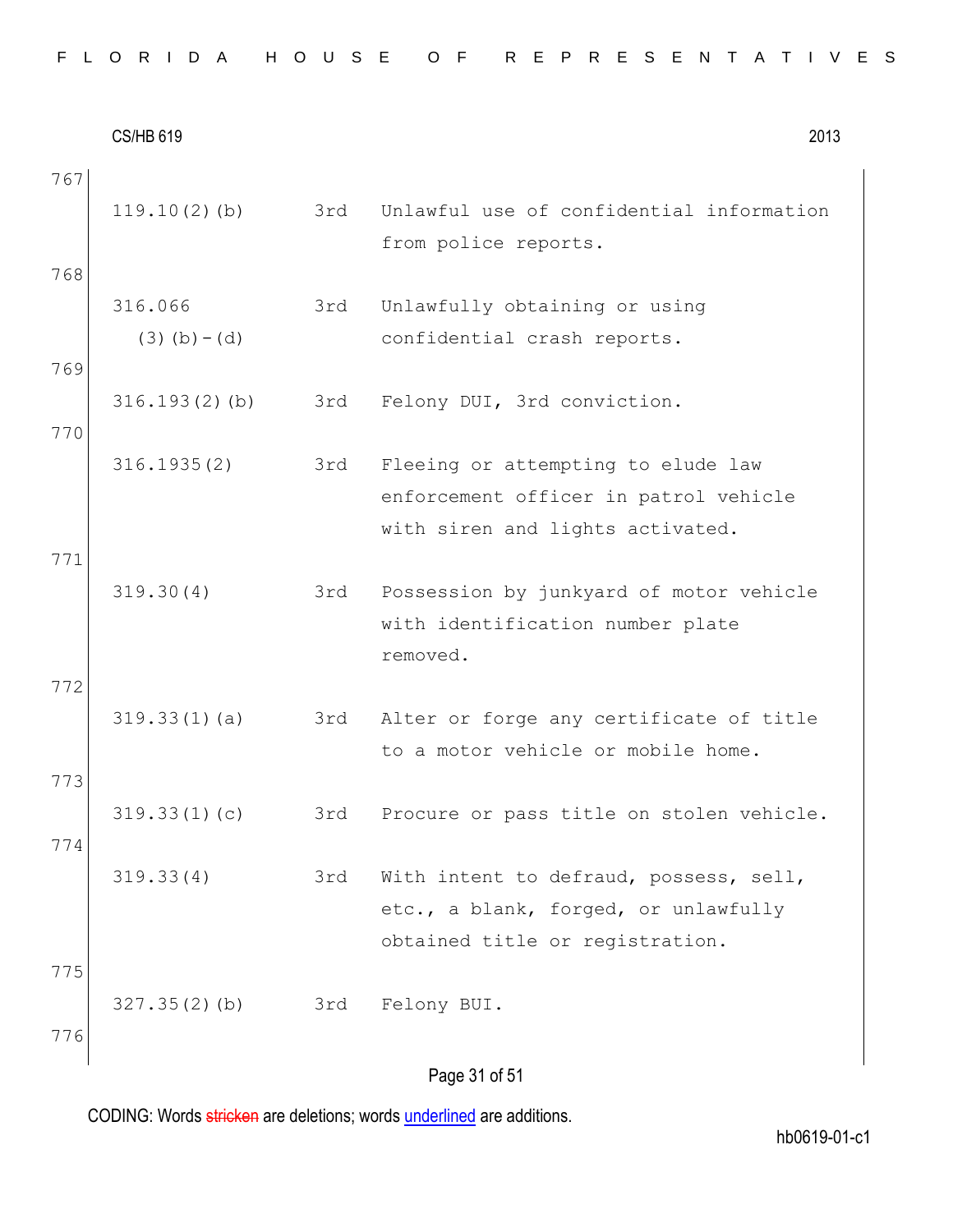| Line | Statute | Degree | Description |
|---|---|---|---|
| 767 | 119.10(2)(b) | 3rd | Unlawful use of confidential information from police reports. |
| 768 | 316.066 (3)(b)-(d) | 3rd | Unlawfully obtaining or using confidential crash reports. |
| 769 | 316.193(2)(b) | 3rd | Felony DUI, 3rd conviction. |
| 770 | 316.1935(2) | 3rd | Fleeing or attempting to elude law enforcement officer in patrol vehicle with siren and lights activated. |
| 771 | 319.30(4) | 3rd | Possession by junkyard of motor vehicle with identification number plate removed. |
| 772 | 319.33(1)(a) | 3rd | Alter or forge any certificate of title to a motor vehicle or mobile home. |
| 773 | 319.33(1)(c) | 3rd | Procure or pass title on stolen vehicle. |
| 774 | 319.33(4) | 3rd | With intent to defraud, possess, sell, etc., a blank, forged, or unlawfully obtained title or registration. |
| 775 | 327.35(2)(b) | 3rd | Felony BUI. |
| 776 | | | |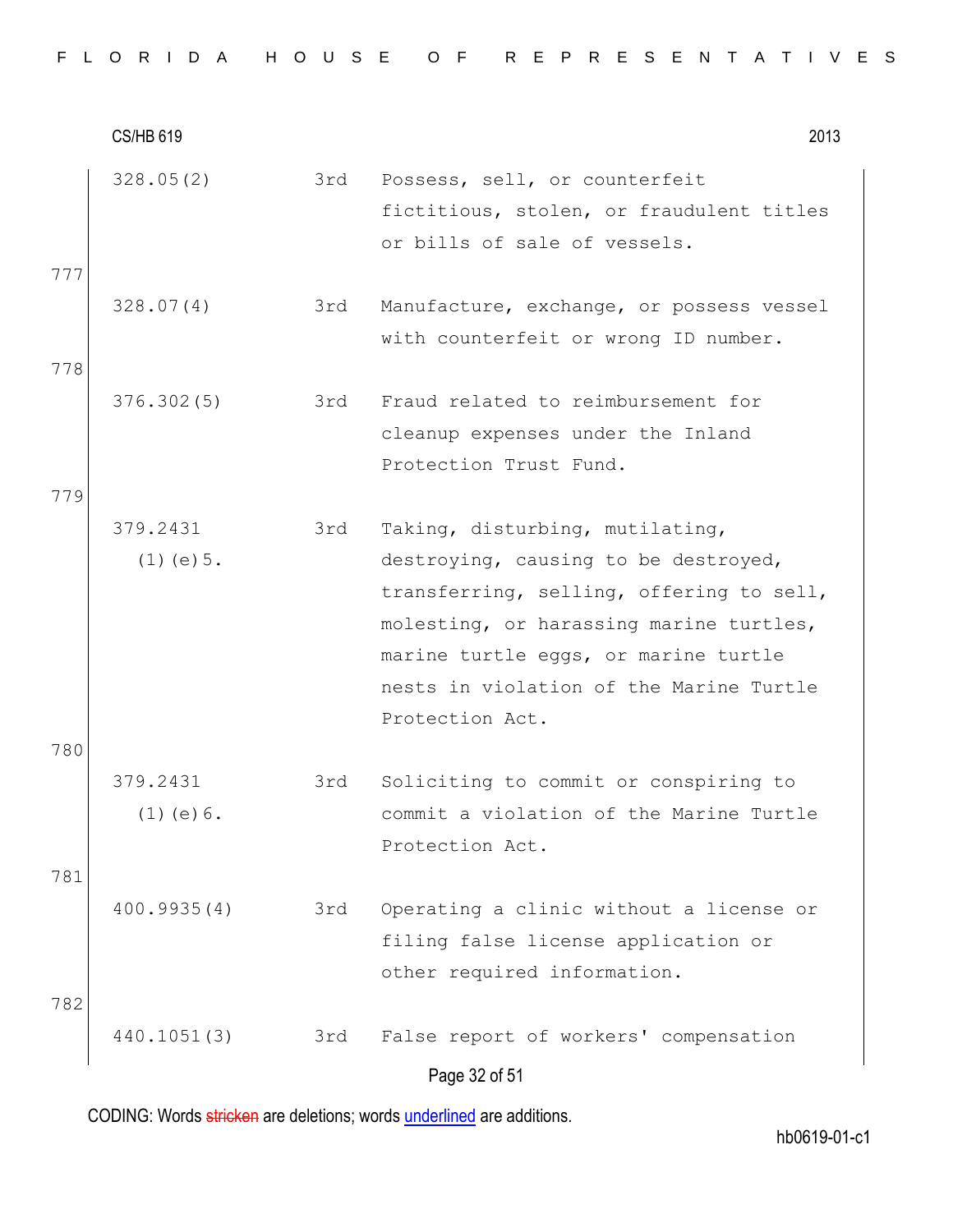| | | | |
|---|---|---|---|
| | 328.05(2) | 3rd | Possess, sell, or counterfeit fictitious, stolen, or fraudulent titles or bills of sale of vessels. |
| 777 | 328.07(4) | 3rd | Manufacture, exchange, or possess vessel with counterfeit or wrong ID number. |
| 778 | 376.302(5) | 3rd | Fraud related to reimbursement for cleanup expenses under the Inland Protection Trust Fund. |
| 779 | 379.2431 (1)(e)5. | 3rd | Taking, disturbing, mutilating, destroying, causing to be destroyed, transferring, selling, offering to sell, molesting, or harassing marine turtles, marine turtle eggs, or marine turtle nests in violation of the Marine Turtle Protection Act. |
| 780 | 379.2431 (1)(e)6. | 3rd | Soliciting to commit or conspiring to commit a violation of the Marine Turtle Protection Act. |
| 781 | 400.9935(4) | 3rd | Operating a clinic without a license or filing false license application or other required information. |
| 782 | 440.1051(3) | 3rd | False report of workers' compensation |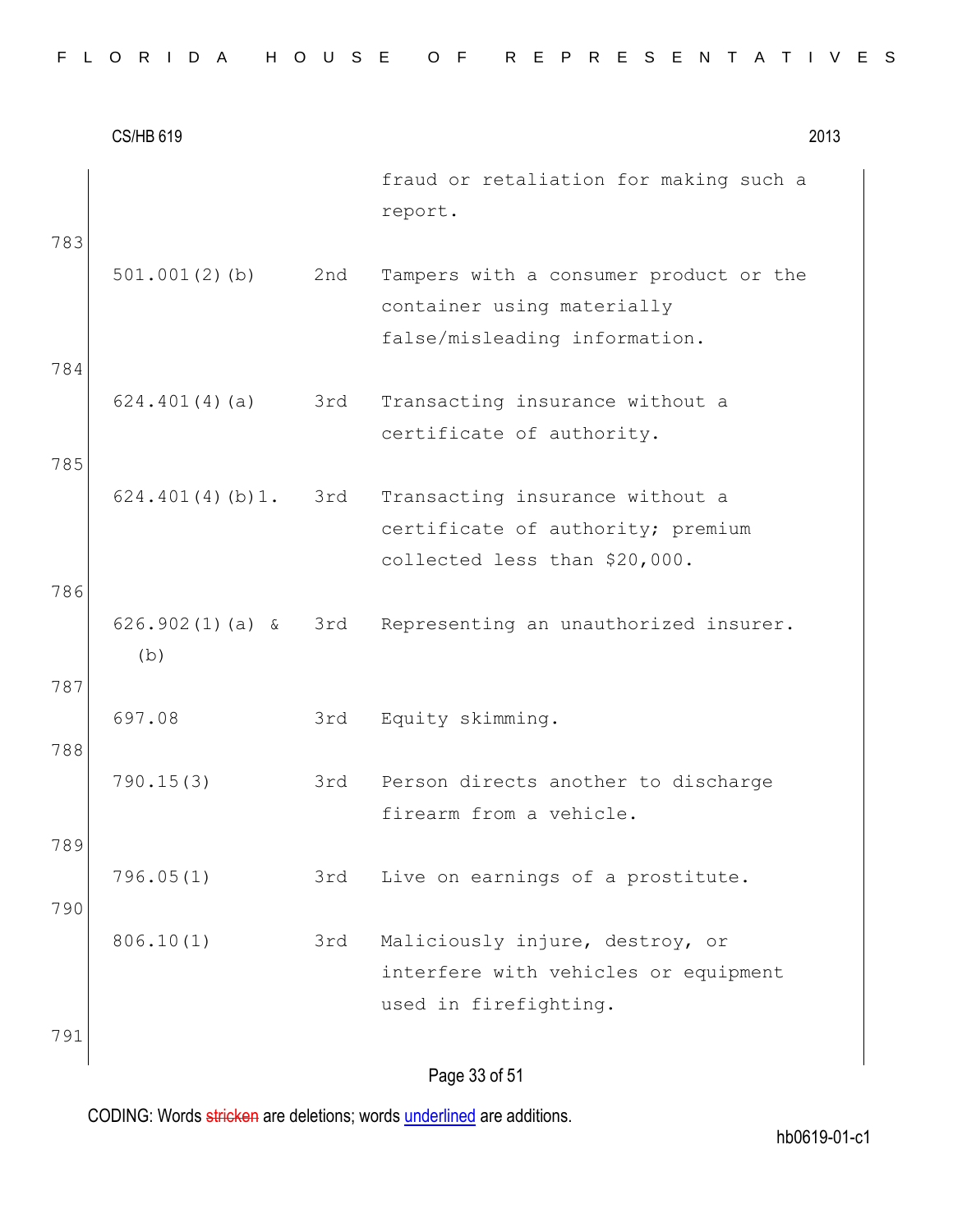| | | | |
|---|---|---|---|
| | | | fraud or retaliation for making such a report. |
| 783 | 501.001(2)(b) | 2nd | Tampers with a consumer product or the container using materially false/misleading information. |
| 784 | 624.401(4)(a) | 3rd | Transacting insurance without a certificate of authority. |
| 785 | 624.401(4)(b)1. | 3rd | Transacting insurance without a certificate of authority; premium collected less than $20,000. |
| 786 | 626.902(1)(a) & (b) | 3rd | Representing an unauthorized insurer. |
| 787 | 697.08 | 3rd | Equity skimming. |
| 788 | 790.15(3) | 3rd | Person directs another to discharge firearm from a vehicle. |
| 789 | 796.05(1) | 3rd | Live on earnings of a prostitute. |
| 790 | 806.10(1) | 3rd | Maliciously injure, destroy, or interfere with vehicles or equipment used in firefighting. |
| 791 | | | |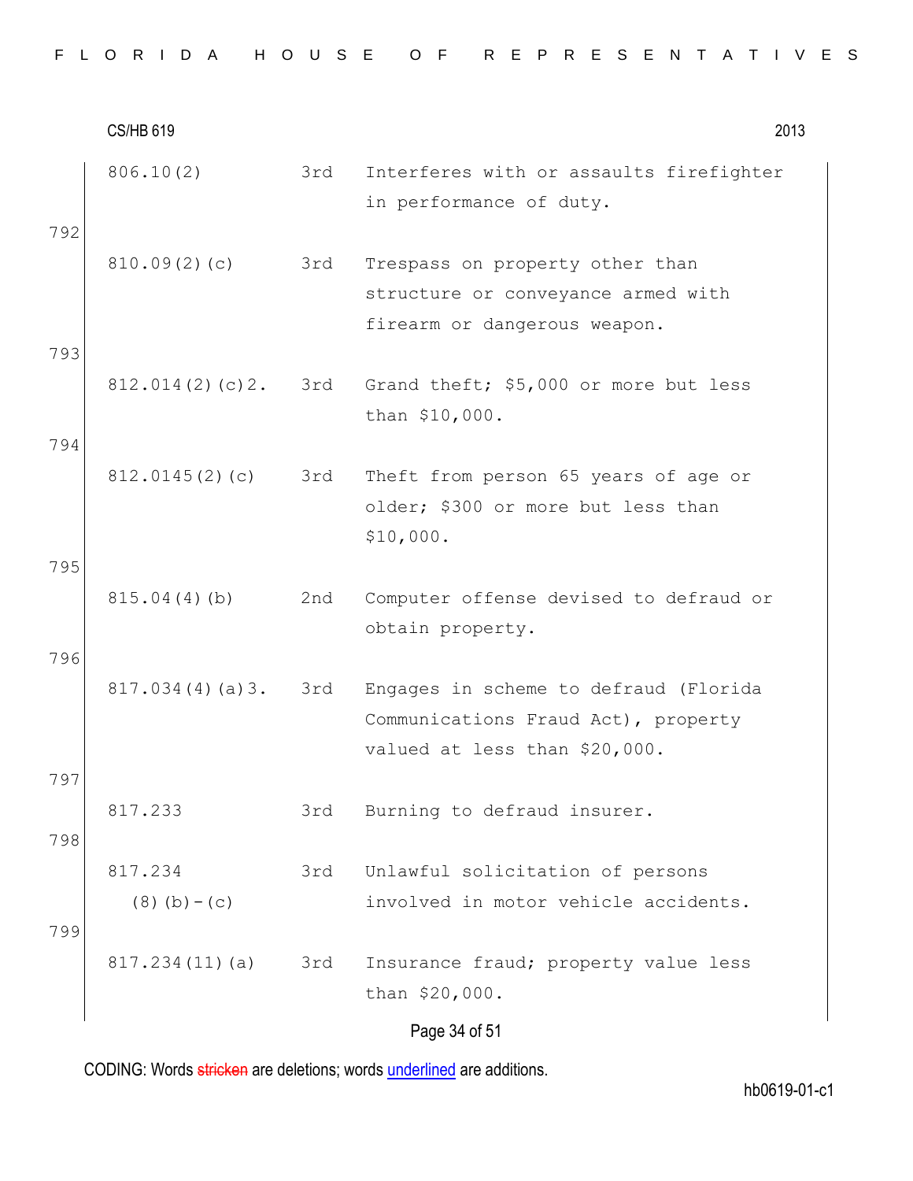| | | | |
|---|---|---|---|
| | 806.10(2) | 3rd | Interferes with or assaults firefighter in performance of duty. |
| 792 | | | |
| | 810.09(2)(c) | 3rd | Trespass on property other than structure or conveyance armed with firearm or dangerous weapon. |
| 793 | | | |
| | 812.014(2)(c)2. | 3rd | Grand theft; $5,000 or more but less than $10,000. |
| 794 | | | |
| | 812.0145(2)(c) | 3rd | Theft from person 65 years of age or older; $300 or more but less than $10,000. |
| 795 | | | |
| | 815.04(4)(b) | 2nd | Computer offense devised to defraud or obtain property. |
| 796 | | | |
| | 817.034(4)(a)3. | 3rd | Engages in scheme to defraud (Florida Communications Fraud Act), property valued at less than $20,000. |
| 797 | | | |
| | 817.233 | 3rd | Burning to defraud insurer. |
| 798 | | | |
| | 817.234 (8)(b)-(c) | 3rd | Unlawful solicitation of persons involved in motor vehicle accidents. |
| 799 | | | |
| | 817.234(11)(a) | 3rd | Insurance fraud; property value less than $20,000. |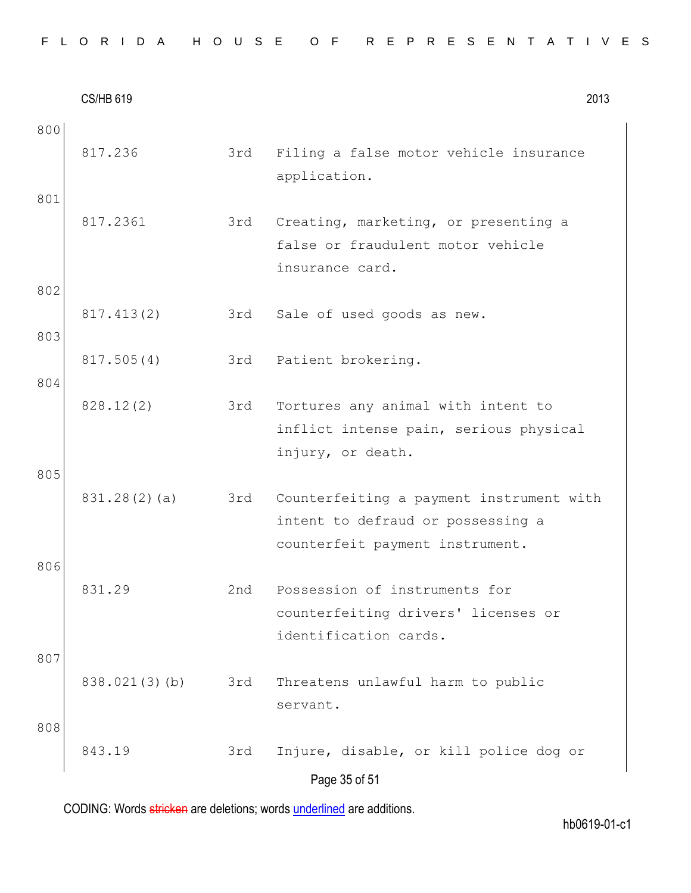800

| | | |
|---|---|---|
| 817.236 | 3rd | Filing a false motor vehicle insurance application. |

801

| | | |
|---|---|---|
| 817.2361 | 3rd | Creating, marketing, or presenting a false or fraudulent motor vehicle insurance card. |

802

| | | |
|---|---|---|
| 817.413(2) | 3rd | Sale of used goods as new. |

803

| | | |
|---|---|---|
| 817.505(4) | 3rd | Patient brokering. |

804

| | | |
|---|---|---|
| 828.12(2) | 3rd | Tortures any animal with intent to inflict intense pain, serious physical injury, or death. |

805

| | | |
|---|---|---|
| 831.28(2)(a) | 3rd | Counterfeiting a payment instrument with intent to defraud or possessing a counterfeit payment instrument. |

806

| | | |
|---|---|---|
| 831.29 | 2nd | Possession of instruments for counterfeiting drivers' licenses or identification cards. |

807

| | | |
|---|---|---|
| 838.021(3)(b) | 3rd | Threatens unlawful harm to public servant. |

808

| | | |
|---|---|---|
| 843.19 | 3rd | Injure, disable, or kill police dog or |

CODING: Words stricken are deletions; words underlined are additions.

hb0619-01-c1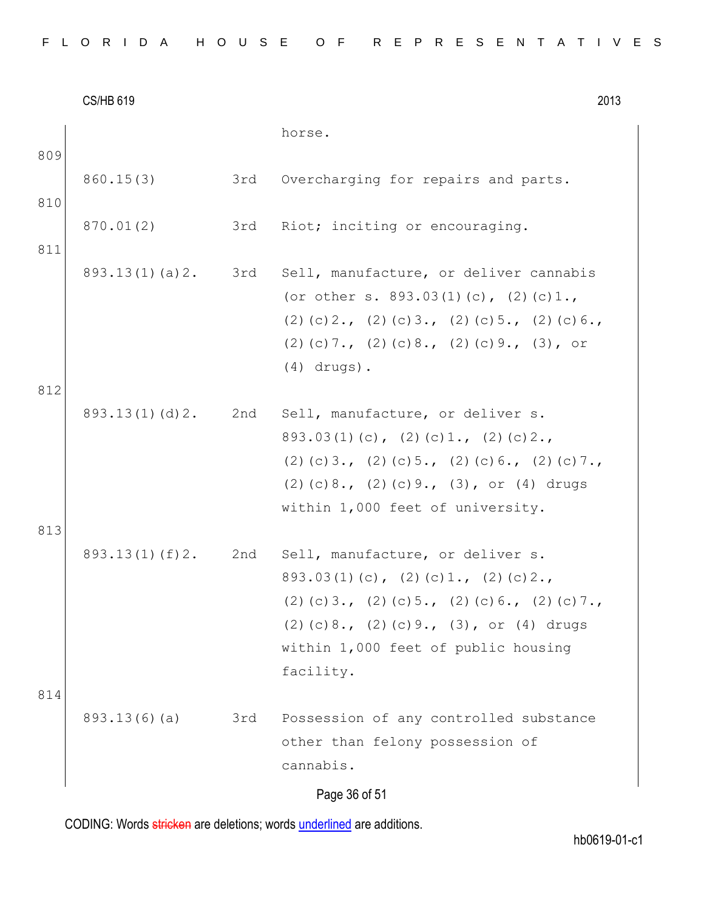horse.

809

| | | |
|---|---|---|
| 860.15(3) | 3rd | Overcharging for repairs and parts. |

810

| | | |
|---|---|---|
| 870.01(2) | 3rd | Riot; inciting or encouraging. |

811

| | | |
|---|---|---|
| 893.13(1)(a)2. | 3rd | Sell, manufacture, or deliver cannabis (or other s. 893.03(1)(c), (2)(c)1., (2)(c)2., (2)(c)3., (2)(c)5., (2)(c)6., (2)(c)7., (2)(c)8., (2)(c)9., (3), or (4) drugs). |

812

| | | |
|---|---|---|
| 893.13(1)(d)2. | 2nd | Sell, manufacture, or deliver s. 893.03(1)(c), (2)(c)1., (2)(c)2., (2)(c)3., (2)(c)5., (2)(c)6., (2)(c)7., (2)(c)8., (2)(c)9., (3), or (4) drugs within 1,000 feet of university. |

813

| | | |
|---|---|---|
| 893.13(1)(f)2. | 2nd | Sell, manufacture, or deliver s. 893.03(1)(c), (2)(c)1., (2)(c)2., (2)(c)3., (2)(c)5., (2)(c)6., (2)(c)7., (2)(c)8., (2)(c)9., (3), or (4) drugs within 1,000 feet of public housing facility. |

814

| | | |
|---|---|---|
| 893.13(6)(a) | 3rd | Possession of any controlled substance other than felony possession of cannabis. |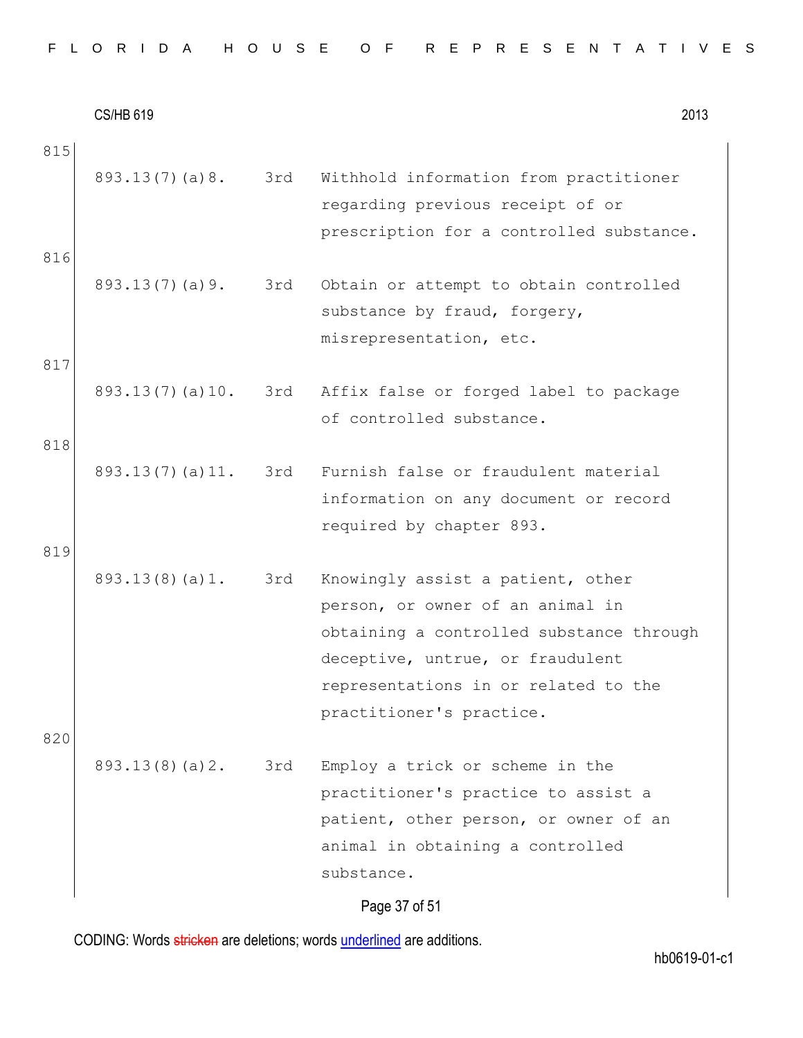815

| | | |
|---|---|---|
| 893.13(7)(a)8. | 3rd | Withhold information from practitioner regarding previous receipt of or prescription for a controlled substance. |

816

| | | |
|---|---|---|
| 893.13(7)(a)9. | 3rd | Obtain or attempt to obtain controlled substance by fraud, forgery, misrepresentation, etc. |

817

| | | |
|---|---|---|
| 893.13(7)(a)10. | 3rd | Affix false or forged label to package of controlled substance. |

818

| | | |
|---|---|---|
| 893.13(7)(a)11. | 3rd | Furnish false or fraudulent material information on any document or record required by chapter 893. |

819

| | | |
|---|---|---|
| 893.13(8)(a)1. | 3rd | Knowingly assist a patient, other person, or owner of an animal in obtaining a controlled substance through deceptive, untrue, or fraudulent representations in or related to the practitioner's practice. |

820

| | | |
|---|---|---|
| 893.13(8)(a)2. | 3rd | Employ a trick or scheme in the practitioner's practice to assist a patient, other person, or owner of an animal in obtaining a controlled substance. |

CODING: Words stricken are deletions; words underlined are additions.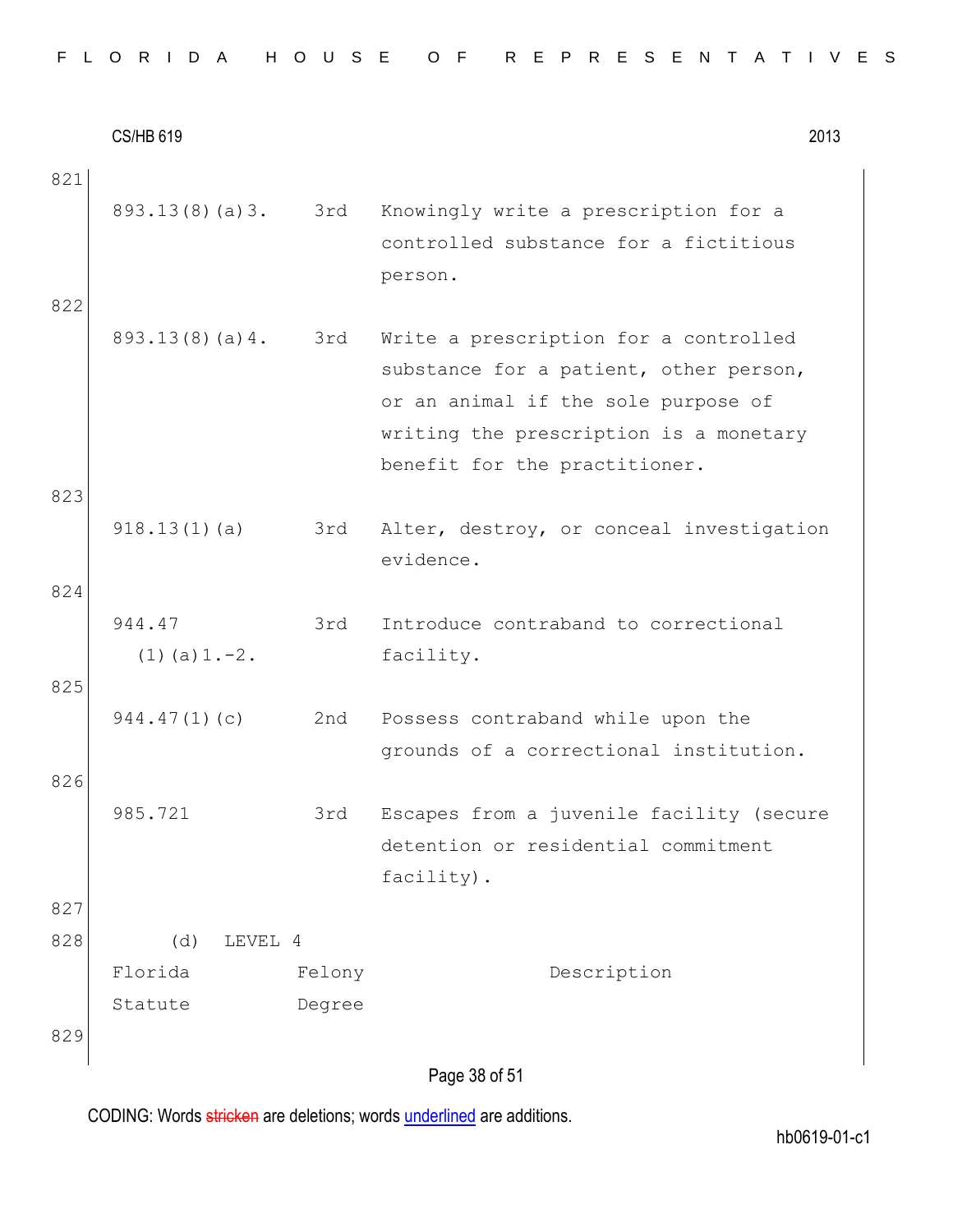821

| | | |
|---|---|---|
| 893.13(8)(a)3. | 3rd | Knowingly write a prescription for a controlled substance for a fictitious person. |
| 893.13(8)(a)4. | 3rd | Write a prescription for a controlled substance for a patient, other person, or an animal if the sole purpose of writing the prescription is a monetary benefit for the practitioner. |
| 918.13(1)(a) | 3rd | Alter, destroy, or conceal investigation evidence. |
| 944.47 (1)(a)1.-2. | 3rd | Introduce contraband to correctional facility. |
| 944.47(1)(c) | 2nd | Possess contraband while upon the grounds of a correctional institution. |
| 985.721 | 3rd | Escapes from a juvenile facility (secure detention or residential commitment facility). |

827

828 (d) LEVEL 4

| Florida Statute | Felony Degree | Description |
|---|---|---|

829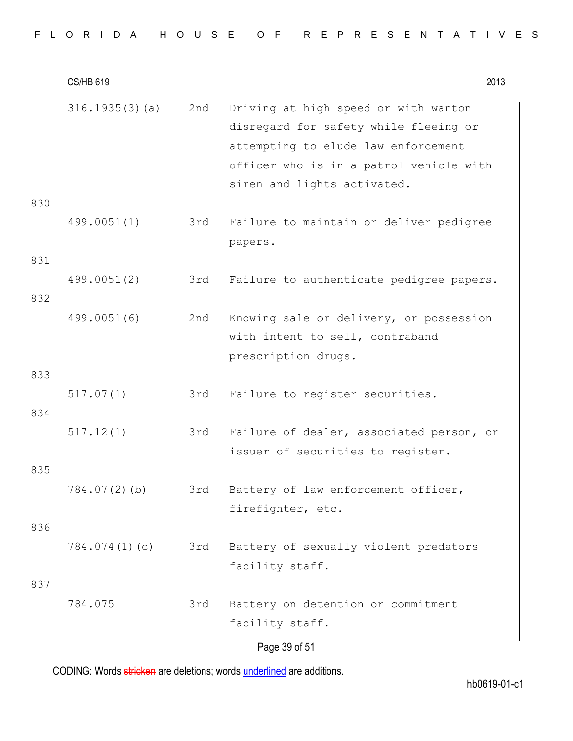| | | |
|---|---|---|
| 316.1935(3)(a) | 2nd | Driving at high speed or with wanton disregard for safety while fleeing or attempting to elude law enforcement officer who is in a patrol vehicle with siren and lights activated. |
| 499.0051(1) | 3rd | Failure to maintain or deliver pedigree papers. |
| 499.0051(2) | 3rd | Failure to authenticate pedigree papers. |
| 499.0051(6) | 2nd | Knowing sale or delivery, or possession with intent to sell, contraband prescription drugs. |
| 517.07(1) | 3rd | Failure to register securities. |
| 517.12(1) | 3rd | Failure of dealer, associated person, or issuer of securities to register. |
| 784.07(2)(b) | 3rd | Battery of law enforcement officer, firefighter, etc. |
| 784.074(1)(c) | 3rd | Battery of sexually violent predators facility staff. |
| 784.075 | 3rd | Battery on detention or commitment facility staff. |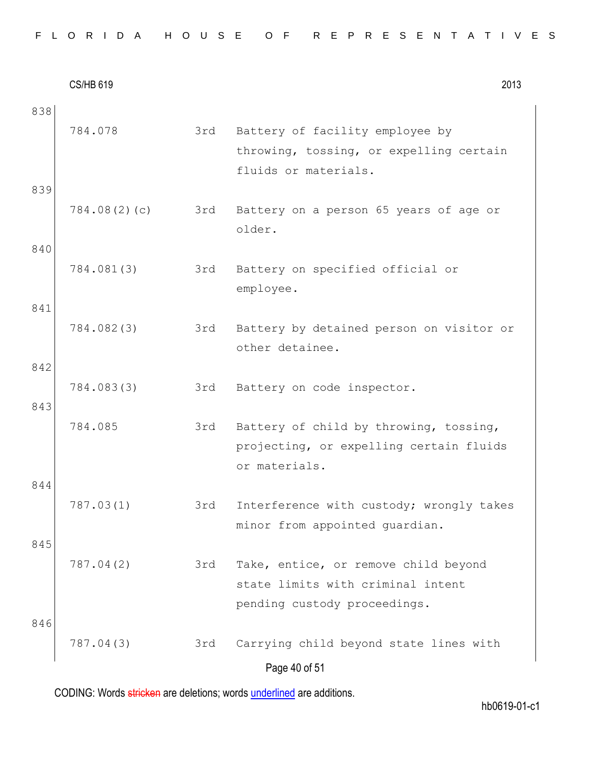838

| | | |
|---|---|---|
| 784.078 | 3rd | Battery of facility employee by throwing, tossing, or expelling certain fluids or materials. |

839

| | | |
|---|---|---|
| 784.08(2)(c) | 3rd | Battery on a person 65 years of age or older. |

840

| | | |
|---|---|---|
| 784.081(3) | 3rd | Battery on specified official or employee. |

841

| | | |
|---|---|---|
| 784.082(3) | 3rd | Battery by detained person on visitor or other detainee. |

842

| | | |
|---|---|---|
| 784.083(3) | 3rd | Battery on code inspector. |

843

| | | |
|---|---|---|
| 784.085 | 3rd | Battery of child by throwing, tossing, projecting, or expelling certain fluids or materials. |

844

| | | |
|---|---|---|
| 787.03(1) | 3rd | Interference with custody; wrongly takes minor from appointed guardian. |

845

| | | |
|---|---|---|
| 787.04(2) | 3rd | Take, entice, or remove child beyond state limits with criminal intent pending custody proceedings. |

846

| | | |
|---|---|---|
| 787.04(3) | 3rd | Carrying child beyond state lines with |

CODING: Words stricken are deletions; words underlined are additions.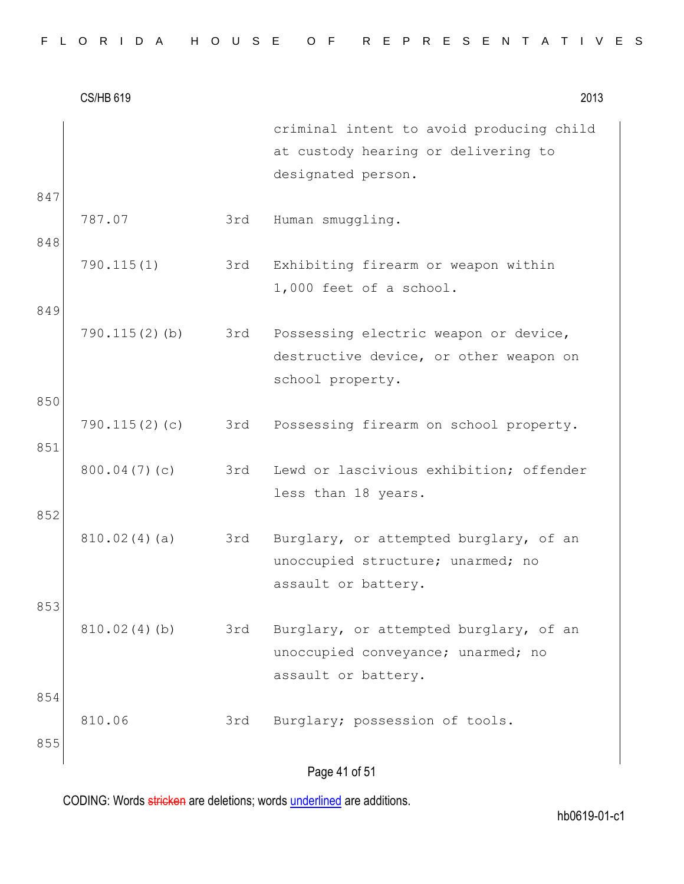| | | |
|---|---|---|
| | | criminal intent to avoid producing child at custody hearing or delivering to designated person. |
| 787.07 | 3rd | Human smuggling. |
| 790.115(1) | 3rd | Exhibiting firearm or weapon within 1,000 feet of a school. |
| 790.115(2)(b) | 3rd | Possessing electric weapon or device, destructive device, or other weapon on school property. |
| 790.115(2)(c) | 3rd | Possessing firearm on school property. |
| 800.04(7)(c) | 3rd | Lewd or lascivious exhibition; offender less than 18 years. |
| 810.02(4)(a) | 3rd | Burglary, or attempted burglary, of an unoccupied structure; unarmed; no assault or battery. |
| 810.02(4)(b) | 3rd | Burglary, or attempted burglary, of an unoccupied conveyance; unarmed; no assault or battery. |
| 810.06 | 3rd | Burglary; possession of tools. |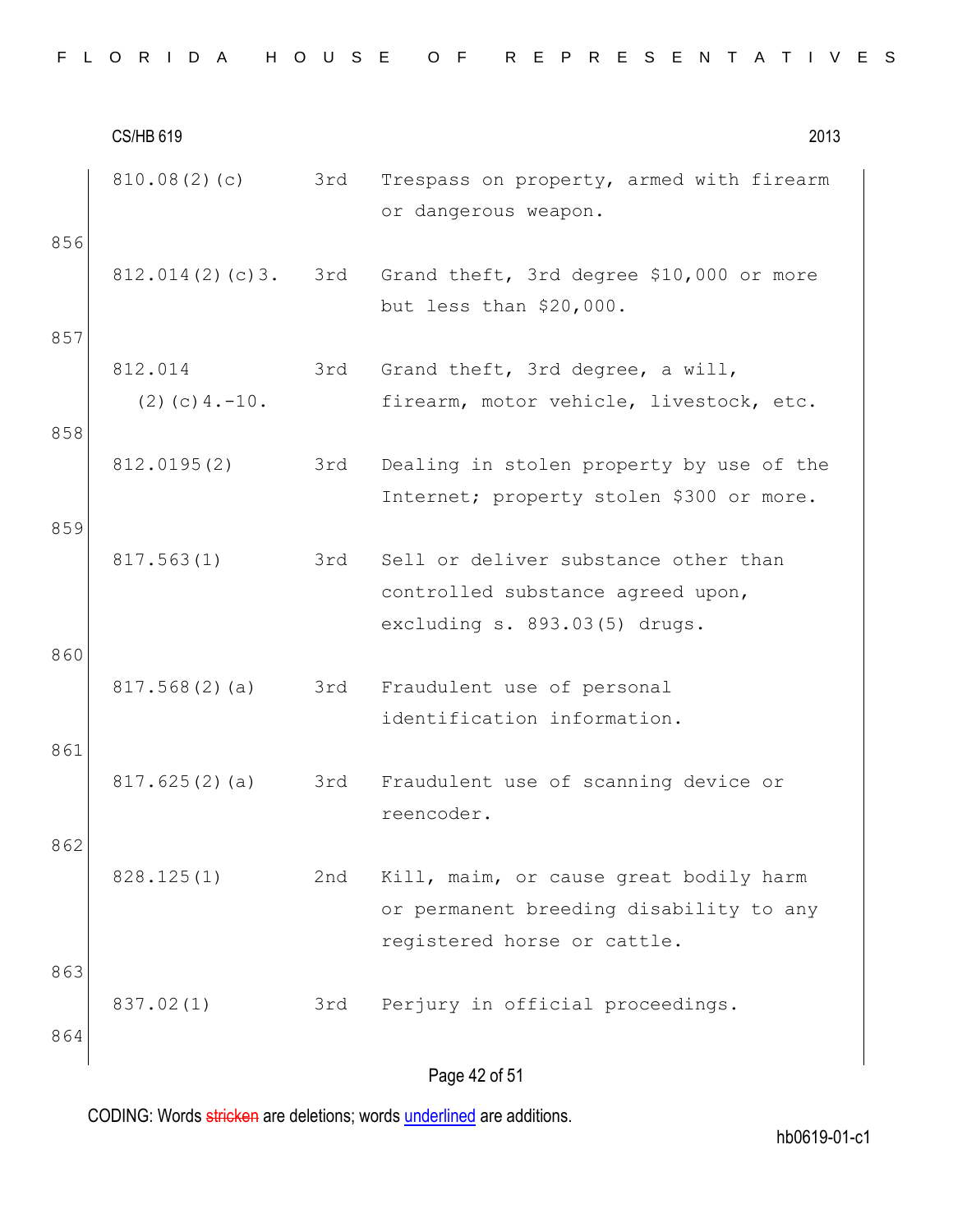| | | |
|---|---|---|
| 810.08(2)(c) | 3rd | Trespass on property, armed with firearm or dangerous weapon. |
| 812.014(2)(c)3. | 3rd | Grand theft, 3rd degree $10,000 or more but less than $20,000. |
| 812.014 (2)(c)4.-10. | 3rd | Grand theft, 3rd degree, a will, firearm, motor vehicle, livestock, etc. |
| 812.0195(2) | 3rd | Dealing in stolen property by use of the Internet; property stolen $300 or more. |
| 817.563(1) | 3rd | Sell or deliver substance other than controlled substance agreed upon, excluding s. 893.03(5) drugs. |
| 817.568(2)(a) | 3rd | Fraudulent use of personal identification information. |
| 817.625(2)(a) | 3rd | Fraudulent use of scanning device or reencoder. |
| 828.125(1) | 2nd | Kill, maim, or cause great bodily harm or permanent breeding disability to any registered horse or cattle. |
| 837.02(1) | 3rd | Perjury in official proceedings. |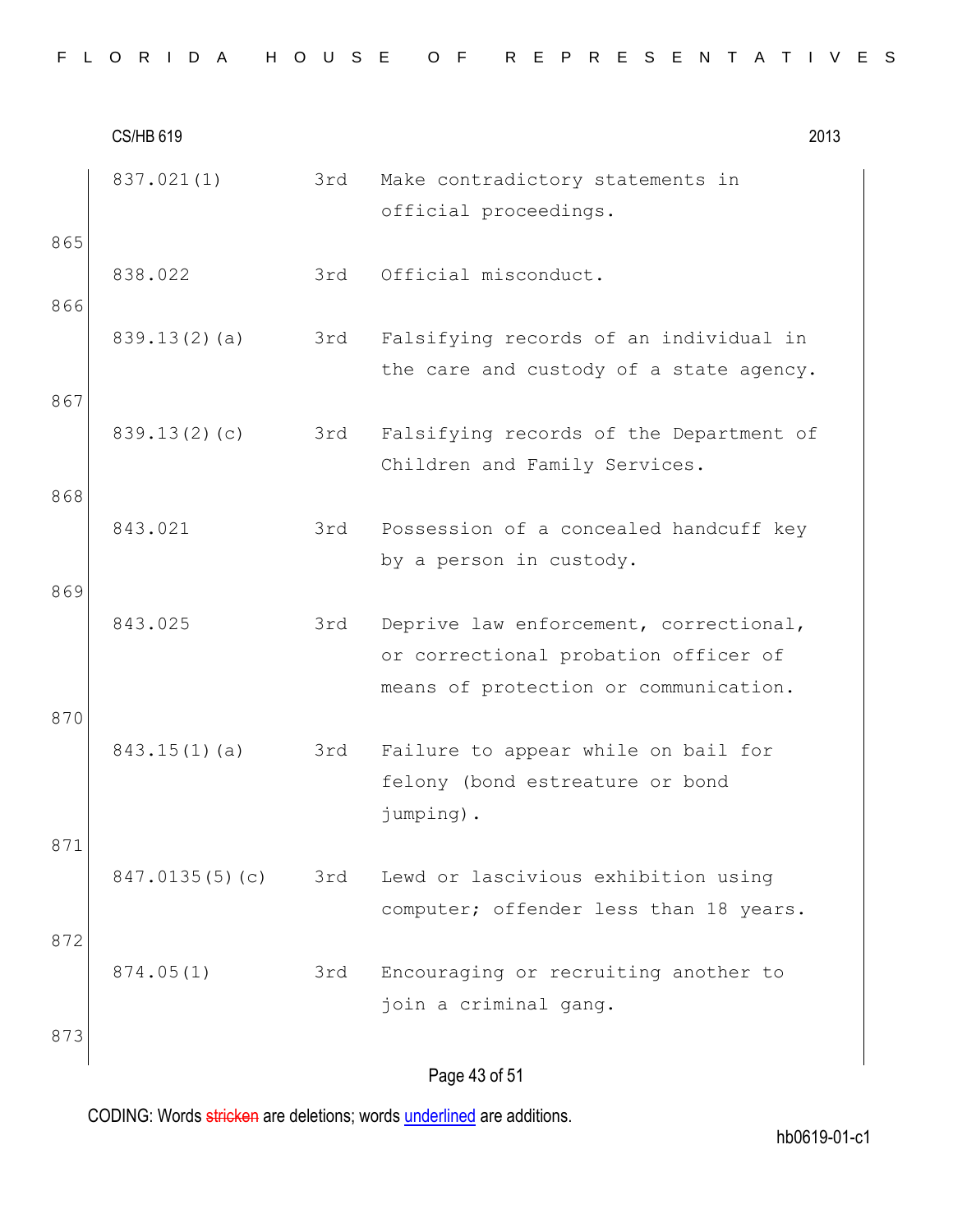| | | |
|---|---|---|
| 837.021(1) | 3rd | Make contradictory statements in official proceedings. |
| 838.022 | 3rd | Official misconduct. |
| 839.13(2)(a) | 3rd | Falsifying records of an individual in the care and custody of a state agency. |
| 839.13(2)(c) | 3rd | Falsifying records of the Department of Children and Family Services. |
| 843.021 | 3rd | Possession of a concealed handcuff key by a person in custody. |
| 843.025 | 3rd | Deprive law enforcement, correctional, or correctional probation officer of means of protection or communication. |
| 843.15(1)(a) | 3rd | Failure to appear while on bail for felony (bond estreature or bond jumping). |
| 847.0135(5)(c) | 3rd | Lewd or lascivious exhibition using computer; offender less than 18 years. |
| 874.05(1) | 3rd | Encouraging or recruiting another to join a criminal gang. |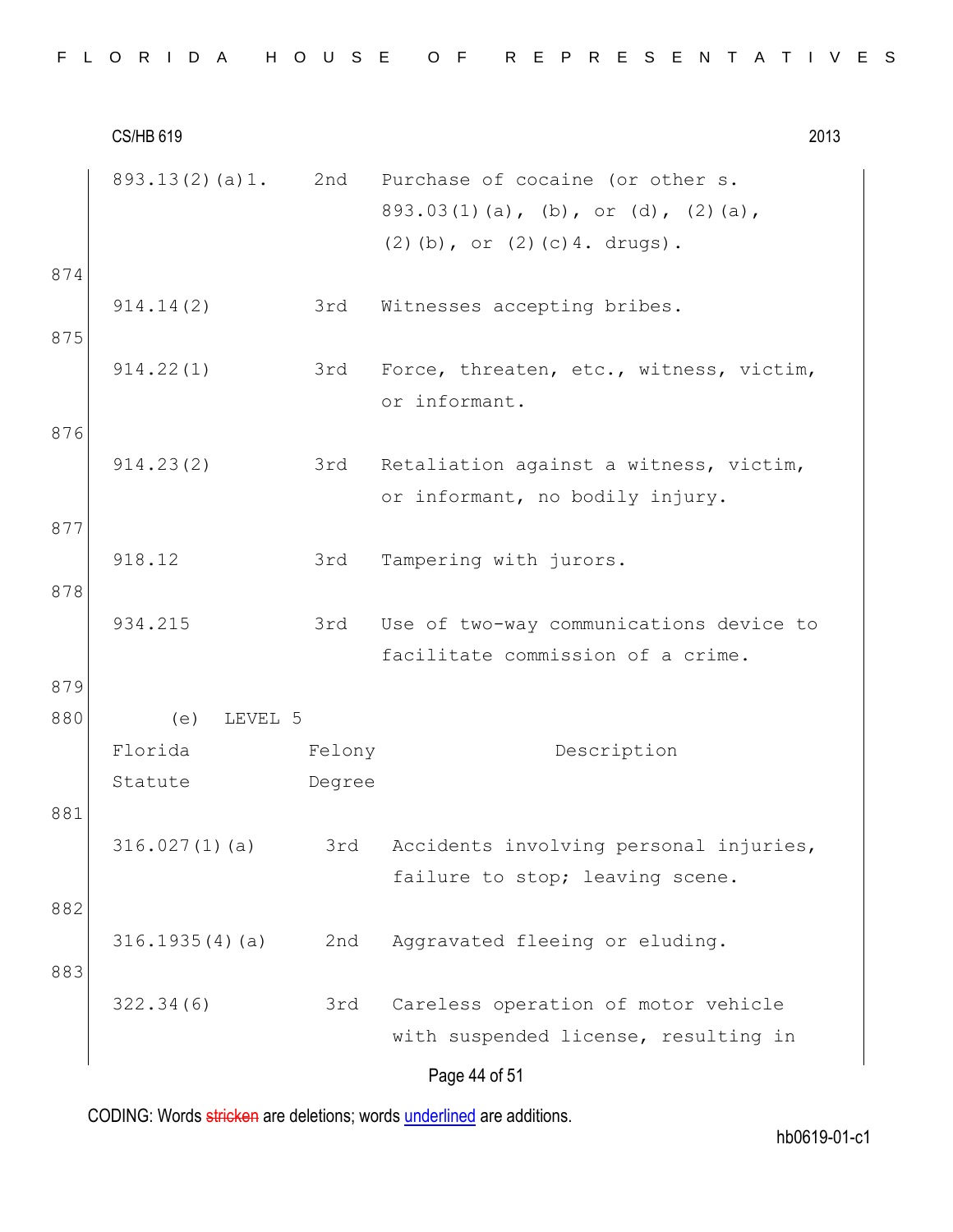| | | |
|---|---|---|
| 893.13(2)(a)1. | 2nd | Purchase of cocaine (or other s. 893.03(1)(a), (b), or (d), (2)(a), (2)(b), or (2)(c)4. drugs). |
| 914.14(2) | 3rd | Witnesses accepting bribes. |
| 914.22(1) | 3rd | Force, threaten, etc., witness, victim, or informant. |
| 914.23(2) | 3rd | Retaliation against a witness, victim, or informant, no bodily injury. |
| 918.12 | 3rd | Tampering with jurors. |
| 934.215 | 3rd | Use of two-way communications device to facilitate commission of a crime. |

(e) LEVEL 5

| Florida Statute | Felony Degree | Description |
|---|---|---|
| 316.027(1)(a) | 3rd | Accidents involving personal injuries, failure to stop; leaving scene. |
| 316.1935(4)(a) | 2nd | Aggravated fleeing or eluding. |
| 322.34(6) | 3rd | Careless operation of motor vehicle with suspended license, resulting in |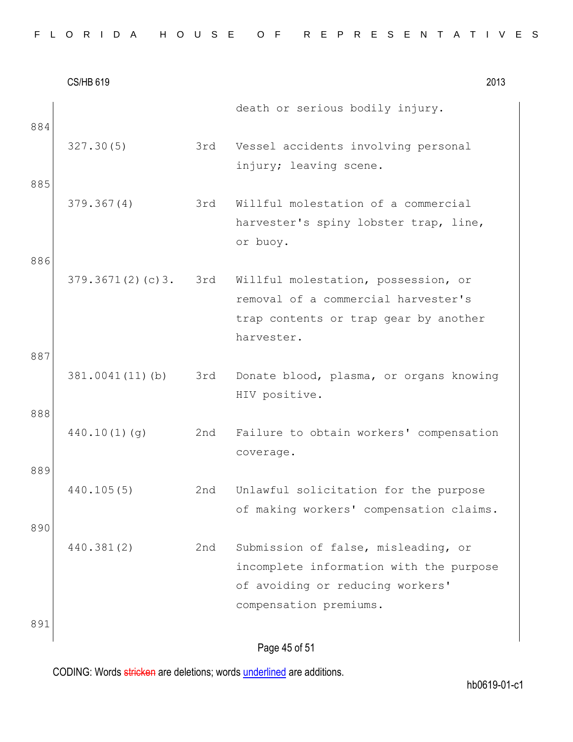| | | |
|---|---|---|
| | | death or serious bodily injury. |
| 327.30(5) | 3rd | Vessel accidents involving personal injury; leaving scene. |
| 379.367(4) | 3rd | Willful molestation of a commercial harvester's spiny lobster trap, line, or buoy. |
| 379.3671(2)(c)3. | 3rd | Willful molestation, possession, or removal of a commercial harvester's trap contents or trap gear by another harvester. |
| 381.0041(11)(b) | 3rd | Donate blood, plasma, or organs knowing HIV positive. |
| 440.10(1)(g) | 2nd | Failure to obtain workers' compensation coverage. |
| 440.105(5) | 2nd | Unlawful solicitation for the purpose of making workers' compensation claims. |
| 440.381(2) | 2nd | Submission of false, misleading, or incomplete information with the purpose of avoiding or reducing workers' compensation premiums. |

CODING: Words ~~stricken~~ are deletions; words <u>underlined</u> are additions.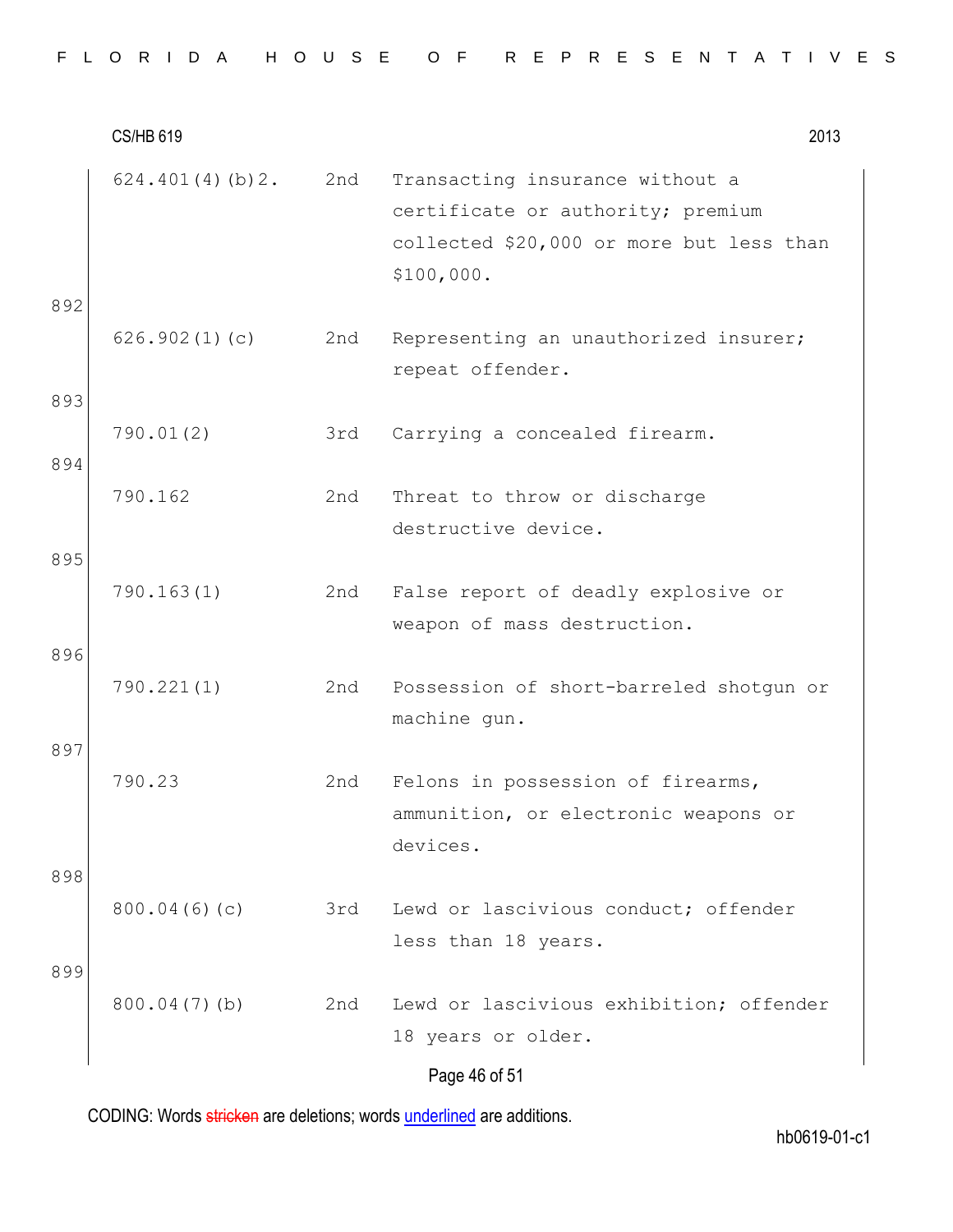| | | |
|---|---|---|
| 624.401(4)(b)2. | 2nd | Transacting insurance without a certificate or authority; premium collected $20,000 or more but less than $100,000. |

892

| | | |
|---|---|---|
| 626.902(1)(c) | 2nd | Representing an unauthorized insurer; repeat offender. |

893

| | | |
|---|---|---|
| 790.01(2) | 3rd | Carrying a concealed firearm. |

894

| | | |
|---|---|---|
| 790.162 | 2nd | Threat to throw or discharge destructive device. |

895

| | | |
|---|---|---|
| 790.163(1) | 2nd | False report of deadly explosive or weapon of mass destruction. |

896

| | | |
|---|---|---|
| 790.221(1) | 2nd | Possession of short-barreled shotgun or machine gun. |

897

| | | |
|---|---|---|
| 790.23 | 2nd | Felons in possession of firearms, ammunition, or electronic weapons or devices. |

898

| | | |
|---|---|---|
| 800.04(6)(c) | 3rd | Lewd or lascivious conduct; offender less than 18 years. |

899

| | | |
|---|---|---|
| 800.04(7)(b) | 2nd | Lewd or lascivious exhibition; offender 18 years or older. |

CODING: Words stricken are deletions; words underlined are additions.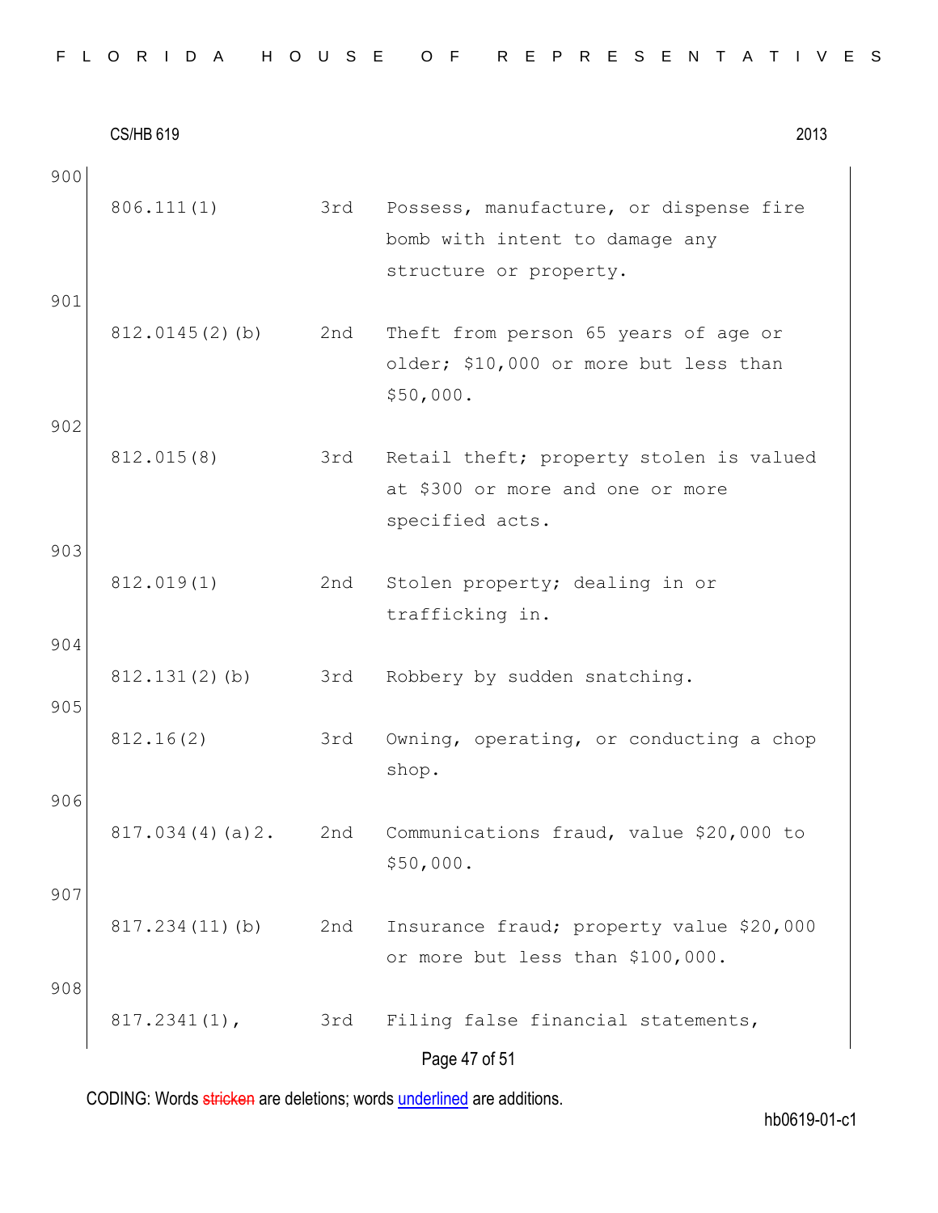| | | | |
|---|---|---|---|
| 900 | 806.111(1) | 3rd | Possess, manufacture, or dispense fire bomb with intent to damage any structure or property. |
| 901 | 812.0145(2)(b) | 2nd | Theft from person 65 years of age or older; $10,000 or more but less than $50,000. |
| 902 | 812.015(8) | 3rd | Retail theft; property stolen is valued at $300 or more and one or more specified acts. |
| 903 | 812.019(1) | 2nd | Stolen property; dealing in or trafficking in. |
| 904 | 812.131(2)(b) | 3rd | Robbery by sudden snatching. |
| 905 | 812.16(2) | 3rd | Owning, operating, or conducting a chop shop. |
| 906 | 817.034(4)(a)2. | 2nd | Communications fraud, value $20,000 to $50,000. |
| 907 | 817.234(11)(b) | 2nd | Insurance fraud; property value $20,000 or more but less than $100,000. |
| 908 | 817.2341(1), | 3rd | Filing false financial statements, |

CODING: Words ~~stricken~~ are deletions; words <u>underlined</u> are additions.

hb0619-01-c1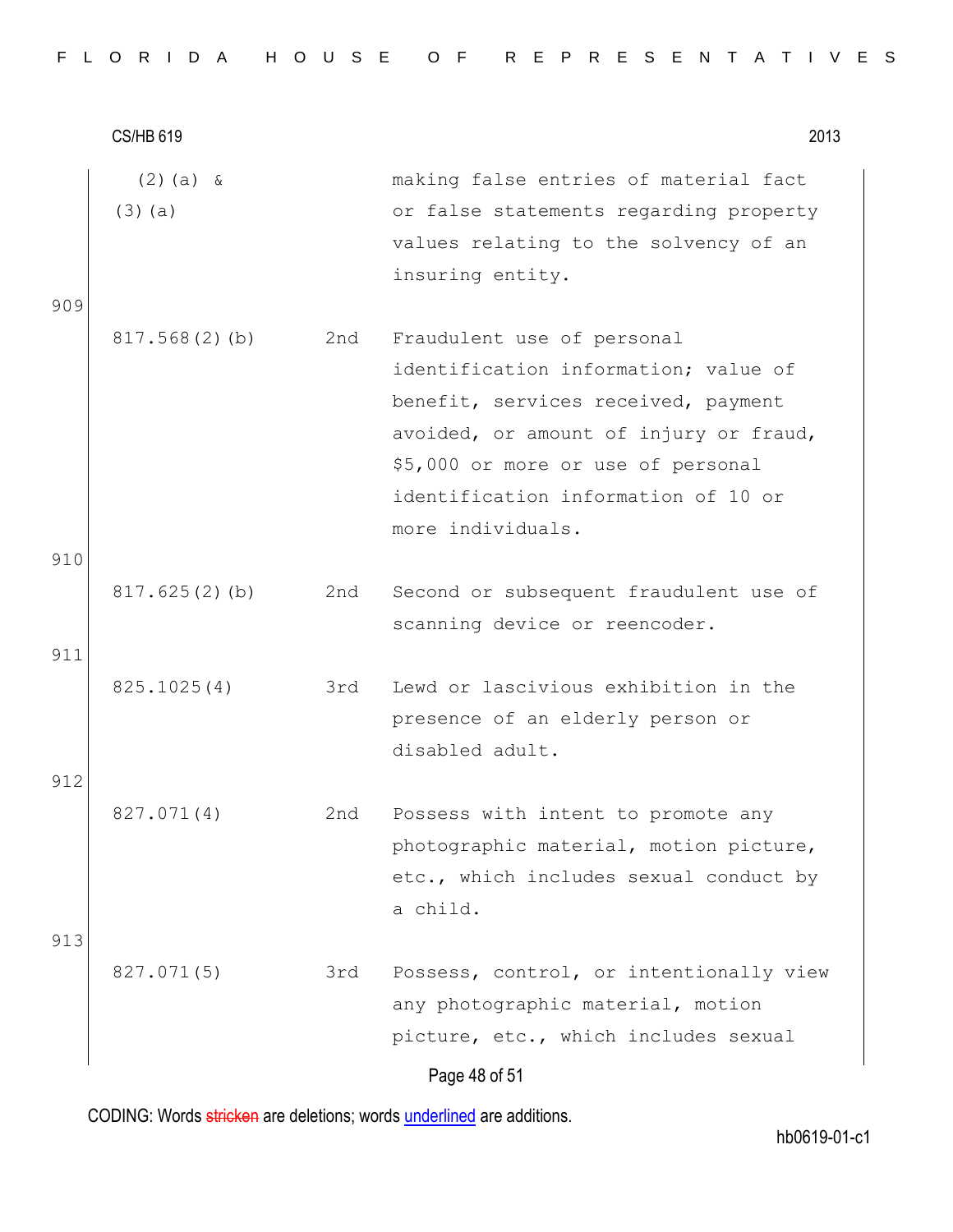| | | |
|---|---|---|
| (2)(a) & (3)(a) | | making false entries of material fact or false statements regarding property values relating to the solvency of an insuring entity. |

909

| | | |
|---|---|---|
| 817.568(2)(b) | 2nd | Fraudulent use of personal identification information; value of benefit, services received, payment avoided, or amount of injury or fraud, $5,000 or more or use of personal identification information of 10 or more individuals. |

910

| | | |
|---|---|---|
| 817.625(2)(b) | 2nd | Second or subsequent fraudulent use of scanning device or reencoder. |

911

| | | |
|---|---|---|
| 825.1025(4) | 3rd | Lewd or lascivious exhibition in the presence of an elderly person or disabled adult. |

912

| | | |
|---|---|---|
| 827.071(4) | 2nd | Possess with intent to promote any photographic material, motion picture, etc., which includes sexual conduct by a child. |

913

| | | |
|---|---|---|
| 827.071(5) | 3rd | Possess, control, or intentionally view any photographic material, motion picture, etc., which includes sexual |

CODING: Words stricken are deletions; words underlined are additions.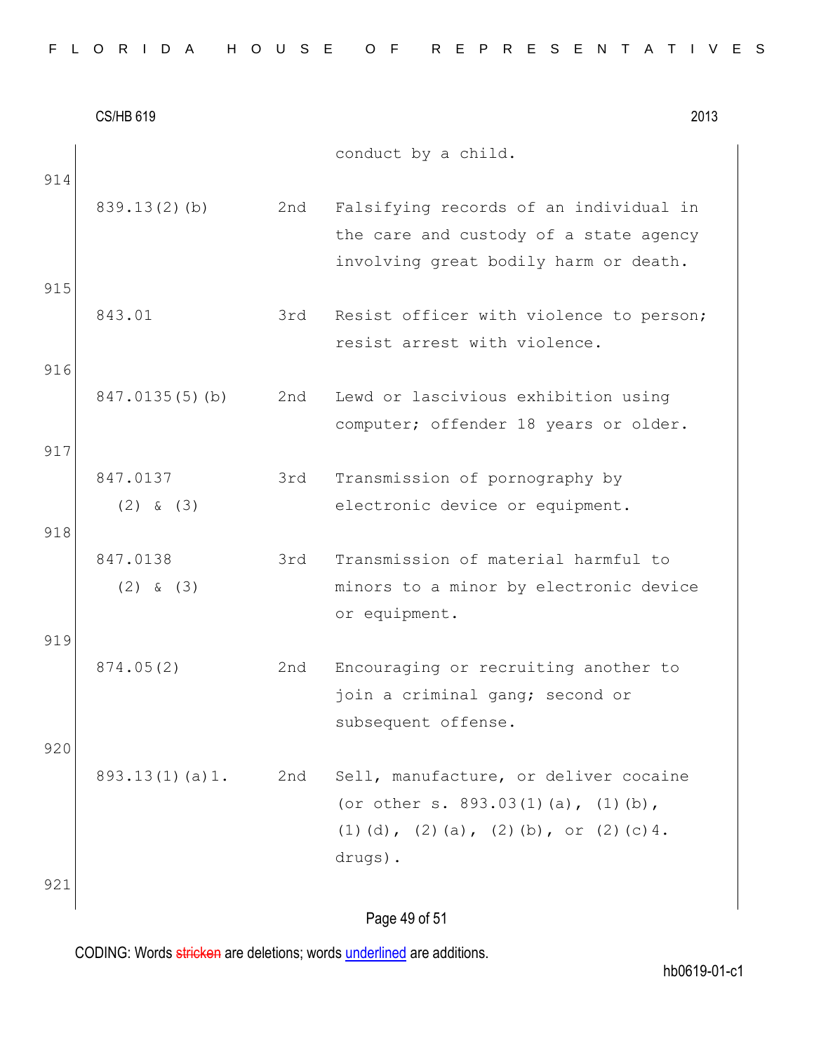conduct by a child.

914

| | | |
|---|---|---|
| 839.13(2)(b) | 2nd | Falsifying records of an individual in the care and custody of a state agency involving great bodily harm or death. |
| 843.01 | 3rd | Resist officer with violence to person; resist arrest with violence. |
| 847.0135(5)(b) | 2nd | Lewd or lascivious exhibition using computer; offender 18 years or older. |
| 847.0137 (2) & (3) | 3rd | Transmission of pornography by electronic device or equipment. |
| 847.0138 (2) & (3) | 3rd | Transmission of material harmful to minors to a minor by electronic device or equipment. |
| 874.05(2) | 2nd | Encouraging or recruiting another to join a criminal gang; second or subsequent offense. |
| 893.13(1)(a)1. | 2nd | Sell, manufacture, or deliver cocaine (or other s. 893.03(1)(a), (1)(b), (1)(d), (2)(a), (2)(b), or (2)(c)4. drugs). |

921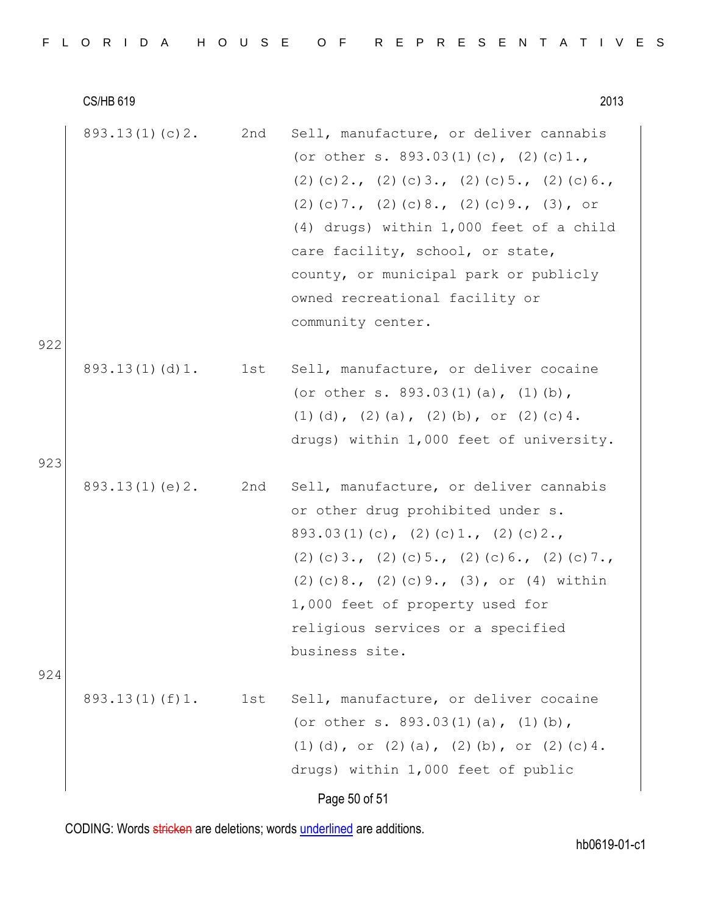| | | |
|---|---|---|
| 893.13(1)(c)2. | 2nd | Sell, manufacture, or deliver cannabis (or other s. 893.03(1)(c), (2)(c)1., (2)(c)2., (2)(c)3., (2)(c)5., (2)(c)6., (2)(c)7., (2)(c)8., (2)(c)9., (3), or (4) drugs) within 1,000 feet of a child care facility, school, or state, county, or municipal park or publicly owned recreational facility or community center. |

922

| | | |
|---|---|---|
| 893.13(1)(d)1. | 1st | Sell, manufacture, or deliver cocaine (or other s. 893.03(1)(a), (1)(b), (1)(d), (2)(a), (2)(b), or (2)(c)4. drugs) within 1,000 feet of university. |

923

| | | |
|---|---|---|
| 893.13(1)(e)2. | 2nd | Sell, manufacture, or deliver cannabis or other drug prohibited under s. 893.03(1)(c), (2)(c)1., (2)(c)2., (2)(c)3., (2)(c)5., (2)(c)6., (2)(c)7., (2)(c)8., (2)(c)9., (3), or (4) within 1,000 feet of property used for religious services or a specified business site. |

924

| | | |
|---|---|---|
| 893.13(1)(f)1. | 1st | Sell, manufacture, or deliver cocaine (or other s. 893.03(1)(a), (1)(b), (1)(d), or (2)(a), (2)(b), or (2)(c)4. drugs) within 1,000 feet of public |

CODING: Words stricken are deletions; words underlined are additions.

hb0619-01-c1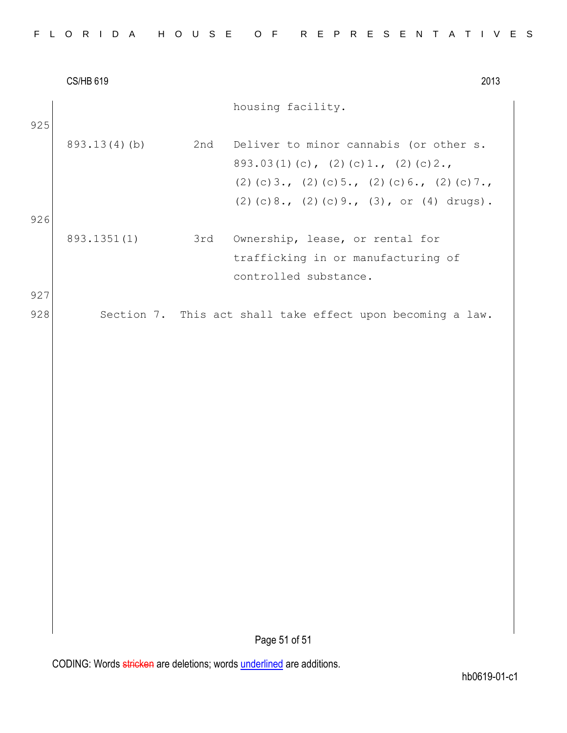housing facility.

925

| | | |
|---|---|---|
| 893.13(4)(b) | 2nd | Deliver to minor cannabis (or other s. 893.03(1)(c), (2)(c)1., (2)(c)2., (2)(c)3., (2)(c)5., (2)(c)6., (2)(c)7., (2)(c)8., (2)(c)9., (3), or (4) drugs). |

926

| | | |
|---|---|---|
| 893.1351(1) | 3rd | Ownership, lease, or rental for trafficking in or manufacturing of controlled substance. |

927

928 Section 7. This act shall take effect upon becoming a law.

CODING: Words stricken are deletions; words underlined are additions.